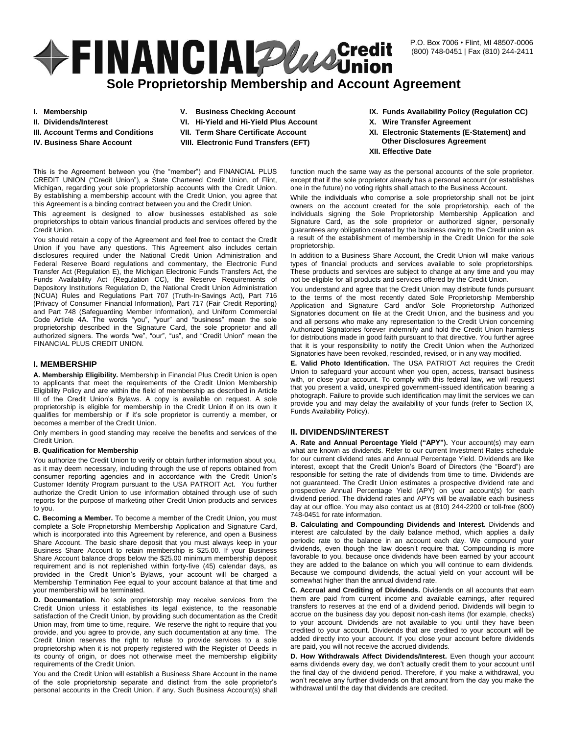# FINANCIAL Plus Credit Union

P.O. Box 7006 • Flint, MI 48507-0006
(800) 748-0451 | Fax (810) 244-2411

## Sole Proprietorship Membership and Account Agreement

- **I. Membership**
- **II. Dividends/Interest**
- **III. Account Terms and Conditions**
- **IV. Business Share Account**
- **V. Business Checking Account**
- **VI. Hi-Yield and Hi-Yield Plus Account**
- **VII. Term Share Certificate Account**
- **VIII. Electronic Fund Transfers (EFT)**
- **IX. Funds Availability Policy (Regulation CC)**
- **X. Wire Transfer Agreement**
- **XI. Electronic Statements (E-Statement) and Other Disclosures Agreement**
- **XII. Effective Date**

This is the Agreement between you (the "member") and FINANCIAL PLUS CREDIT UNION ("Credit Union"), a State Chartered Credit Union, of Flint, Michigan, regarding your sole proprietorship accounts with the Credit Union. By establishing a membership account with the Credit Union, you agree that this Agreement is a binding contract between you and the Credit Union.

This agreement is designed to allow businesses established as sole proprietorships to obtain various financial products and services offered by the Credit Union.

You should retain a copy of the Agreement and feel free to contact the Credit Union if you have any questions. This Agreement also includes certain disclosures required under the National Credit Union Administration and Federal Reserve Board regulations and commentary, the Electronic Fund Transfer Act (Regulation E), the Michigan Electronic Funds Transfers Act, the Funds Availability Act (Regulation CC), the Reserve Requirements of Depository Institutions Regulation D, the National Credit Union Administration (NCUA) Rules and Regulations Part 707 (Truth-In-Savings Act), Part 716 (Privacy of Consumer Financial Information), Part 717 (Fair Credit Reporting) and Part 748 (Safeguarding Member Information), and Uniform Commercial Code Article 4A. The words "you", "your" and "business" mean the sole proprietorship described in the Signature Card, the sole proprietor and all authorized signers. The words "we", "our", "us", and "Credit Union" mean the FINANCIAL PLUS CREDIT UNION.

## I. MEMBERSHIP

**A. Membership Eligibility.** Membership in Financial Plus Credit Union is open to applicants that meet the requirements of the Credit Union Membership Eligibility Policy and are within the field of membership as described in Article III of the Credit Union's Bylaws. A copy is available on request. A sole proprietorship is eligible for membership in the Credit Union if on its own it qualifies for membership or if it's sole proprietor is currently a member, or becomes a member of the Credit Union.

Only members in good standing may receive the benefits and services of the Credit Union.

**B. Qualification for Membership**

You authorize the Credit Union to verify or obtain further information about you, as it may deem necessary, including through the use of reports obtained from consumer reporting agencies and in accordance with the Credit Union's Customer Identity Program pursuant to the USA PATRIOT Act. You further authorize the Credit Union to use information obtained through use of such reports for the purpose of marketing other Credit Union products and services to you.

**C. Becoming a Member.** To become a member of the Credit Union, you must complete a Sole Proprietorship Membership Application and Signature Card, which is incorporated into this Agreement by reference, and open a Business Share Account. The basic share deposit that you must always keep in your Business Share Account to retain membership is $25.00. If your Business Share Account balance drops below the $25.00 minimum membership deposit requirement and is not replenished within forty-five (45) calendar days, as provided in the Credit Union's Bylaws, your account will be charged a Membership Termination Fee equal to your account balance at that time and your membership will be terminated.

**D. Documentation**. No sole proprietorship may receive services from the Credit Union unless it establishes its legal existence, to the reasonable satisfaction of the Credit Union, by providing such documentation as the Credit Union may, from time to time, require. We reserve the right to require that you provide, and you agree to provide, any such documentation at any time. The Credit Union reserves the right to refuse to provide services to a sole proprietorship when it is not properly registered with the Register of Deeds in its county of origin, or does not otherwise meet the membership eligibility requirements of the Credit Union.

You and the Credit Union will establish a Business Share Account in the name of the sole proprietorship separate and distinct from the sole proprietor's personal accounts in the Credit Union, if any. Such Business Account(s) shall function much the same way as the personal accounts of the sole proprietor, except that if the sole proprietor already has a personal account (or establishes one in the future) no voting rights shall attach to the Business Account.

While the individuals who comprise a sole proprietorship shall not be joint owners on the account created for the sole proprietorship, each of the individuals signing the Sole Proprietorship Membership Application and Signature Card, as the sole proprietor or authorized signer, personally guarantees any obligation created by the business owing to the Credit union as a result of the establishment of membership in the Credit Union for the sole proprietorship.

In addition to a Business Share Account, the Credit Union will make various types of financial products and services available to sole proprietorships. These products and services are subject to change at any time and you may not be eligible for all products and services offered by the Credit Union.

You understand and agree that the Credit Union may distribute funds pursuant to the terms of the most recently dated Sole Proprietorship Membership Application and Signature Card and/or Sole Proprietorship Authorized Signatories document on file at the Credit Union, and the business and you and all persons who make any representation to the Credit Union concerning Authorized Signatories forever indemnify and hold the Credit Union harmless for distributions made in good faith pursuant to that directive. You further agree that it is your responsibility to notify the Credit Union when the Authorized Signatories have been revoked, rescinded, revised, or in any way modified.

**E. Valid Photo Identification.** The USA PATRIOT Act requires the Credit Union to safeguard your account when you open, access, transact business with, or close your account. To comply with this federal law, we will request that you present a valid, unexpired government-issued identification bearing a photograph. Failure to provide such identification may limit the services we can provide you and may delay the availability of your funds (refer to Section IX, Funds Availability Policy).

## II. DIVIDENDS/INTEREST

**A. Rate and Annual Percentage Yield ("APY").** Your account(s) may earn what are known as dividends. Refer to our current Investment Rates schedule for our current dividend rates and Annual Percentage Yield. Dividends are like interest, except that the Credit Union's Board of Directors (the "Board") are responsible for setting the rate of dividends from time to time. Dividends are not guaranteed. The Credit Union estimates a prospective dividend rate and prospective Annual Percentage Yield (APY) on your account(s) for each dividend period. The dividend rates and APYs will be available each business day at our office. You may also contact us at (810) 244-2200 or toll-free (800) 748-0451 for rate information.

**B. Calculating and Compounding Dividends and Interest.** Dividends and interest are calculated by the daily balance method, which applies a daily periodic rate to the balance in an account each day. We compound your dividends, even though the law doesn't require that. Compounding is more favorable to you, because once dividends have been earned by your account they are added to the balance on which you will continue to earn dividends. Because we compound dividends, the actual yield on your account will be somewhat higher than the annual dividend rate.

**C. Accrual and Crediting of Dividends.** Dividends on all accounts that earn them are paid from current income and available earnings, after required transfers to reserves at the end of a dividend period. Dividends will begin to accrue on the business day you deposit non-cash items (for example, checks) to your account. Dividends are not available to you until they have been credited to your account. Dividends that are credited to your account will be added directly into your account. If you close your account before dividends are paid, you will not receive the accrued dividends.

**D. How Withdrawals Affect Dividends/Interest.** Even though your account earns dividends every day, we don't actually credit them to your account until the final day of the dividend period. Therefore, if you make a withdrawal, you won't receive any further dividends on that amount from the day you make the withdrawal until the day that dividends are credited.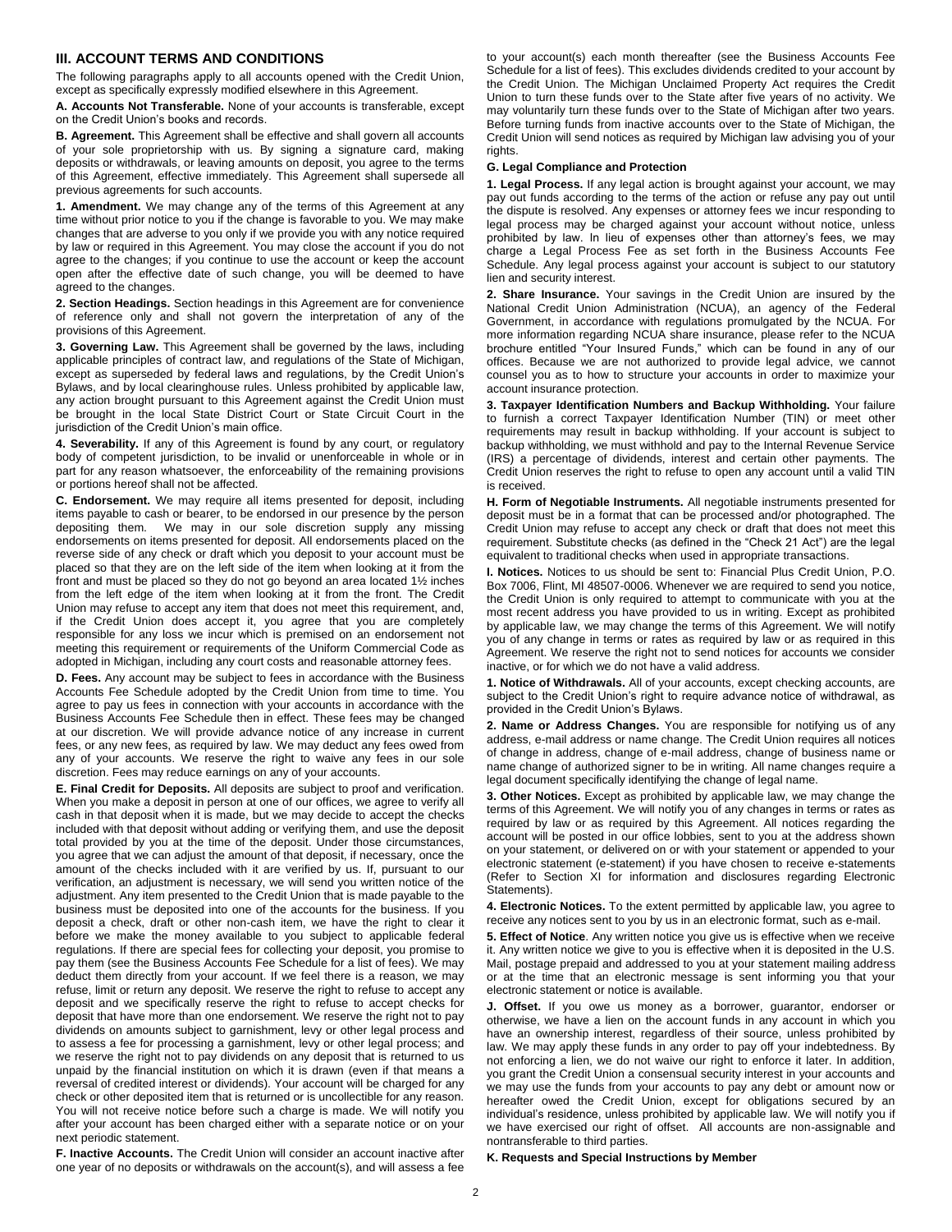## III. ACCOUNT TERMS AND CONDITIONS

The following paragraphs apply to all accounts opened with the Credit Union, except as specifically expressly modified elsewhere in this Agreement.

**A. Accounts Not Transferable.** None of your accounts is transferable, except on the Credit Union's books and records.

**B. Agreement.** This Agreement shall be effective and shall govern all accounts of your sole proprietorship with us. By signing a signature card, making deposits or withdrawals, or leaving amounts on deposit, you agree to the terms of this Agreement, effective immediately. This Agreement shall supersede all previous agreements for such accounts.

**1. Amendment.** We may change any of the terms of this Agreement at any time without prior notice to you if the change is favorable to you. We may make changes that are adverse to you only if we provide you with any notice required by law or required in this Agreement. You may close the account if you do not agree to the changes; if you continue to use the account or keep the account open after the effective date of such change, you will be deemed to have agreed to the changes.

**2. Section Headings.** Section headings in this Agreement are for convenience of reference only and shall not govern the interpretation of any of the provisions of this Agreement.

**3. Governing Law.** This Agreement shall be governed by the laws, including applicable principles of contract law, and regulations of the State of Michigan, except as superseded by federal laws and regulations, by the Credit Union's Bylaws, and by local clearinghouse rules. Unless prohibited by applicable law, any action brought pursuant to this Agreement against the Credit Union must be brought in the local State District Court or State Circuit Court in the jurisdiction of the Credit Union's main office.

**4. Severability.** If any of this Agreement is found by any court, or regulatory body of competent jurisdiction, to be invalid or unenforceable in whole or in part for any reason whatsoever, the enforceability of the remaining provisions or portions hereof shall not be affected.

**C. Endorsement.** We may require all items presented for deposit, including items payable to cash or bearer, to be endorsed in our presence by the person depositing them. We may in our sole discretion supply any missing endorsements on items presented for deposit. All endorsements placed on the reverse side of any check or draft which you deposit to your account must be placed so that they are on the left side of the item when looking at it from the front and must be placed so they do not go beyond an area located 1½ inches from the left edge of the item when looking at it from the front. The Credit Union may refuse to accept any item that does not meet this requirement, and, if the Credit Union does accept it, you agree that you are completely responsible for any loss we incur which is premised on an endorsement not meeting this requirement or requirements of the Uniform Commercial Code as adopted in Michigan, including any court costs and reasonable attorney fees.

**D. Fees.** Any account may be subject to fees in accordance with the Business Accounts Fee Schedule adopted by the Credit Union from time to time. You agree to pay us fees in connection with your accounts in accordance with the Business Accounts Fee Schedule then in effect. These fees may be changed at our discretion. We will provide advance notice of any increase in current fees, or any new fees, as required by law. We may deduct any fees owed from any of your accounts. We reserve the right to waive any fees in our sole discretion. Fees may reduce earnings on any of your accounts.

**E. Final Credit for Deposits.** All deposits are subject to proof and verification. When you make a deposit in person at one of our offices, we agree to verify all cash in that deposit when it is made, but we may decide to accept the checks included with that deposit without adding or verifying them, and use the deposit total provided by you at the time of the deposit. Under those circumstances, you agree that we can adjust the amount of that deposit, if necessary, once the amount of the checks included with it are verified by us. If, pursuant to our verification, an adjustment is necessary, we will send you written notice of the adjustment. Any item presented to the Credit Union that is made payable to the business must be deposited into one of the accounts for the business. If you deposit a check, draft or other non-cash item, we have the right to clear it before we make the money available to you subject to applicable federal regulations. If there are special fees for collecting your deposit, you promise to pay them (see the Business Accounts Fee Schedule for a list of fees). We may deduct them directly from your account. If we feel there is a reason, we may refuse, limit or return any deposit. We reserve the right to refuse to accept any deposit and we specifically reserve the right to refuse to accept checks for deposit that have more than one endorsement. We reserve the right not to pay dividends on amounts subject to garnishment, levy or other legal process and to assess a fee for processing a garnishment, levy or other legal process; and we reserve the right not to pay dividends on any deposit that is returned to us unpaid by the financial institution on which it is drawn (even if that means a reversal of credited interest or dividends). Your account will be charged for any check or other deposited item that is returned or is uncollectible for any reason. You will not receive notice before such a charge is made. We will notify you after your account has been charged either with a separate notice or on your next periodic statement.

**F. Inactive Accounts.** The Credit Union will consider an account inactive after one year of no deposits or withdrawals on the account(s), and will assess a fee to your account(s) each month thereafter (see the Business Accounts Fee Schedule for a list of fees). This excludes dividends credited to your account by the Credit Union. The Michigan Unclaimed Property Act requires the Credit Union to turn these funds over to the State after five years of no activity. We may voluntarily turn these funds over to the State of Michigan after two years. Before turning funds from inactive accounts over to the State of Michigan, the Credit Union will send notices as required by Michigan law advising you of your rights.

**G. Legal Compliance and Protection**

**1. Legal Process.** If any legal action is brought against your account, we may pay out funds according to the terms of the action or refuse any pay out until the dispute is resolved. Any expenses or attorney fees we incur responding to legal process may be charged against your account without notice, unless prohibited by law. In lieu of expenses other than attorney's fees, we may charge a Legal Process Fee as set forth in the Business Accounts Fee Schedule. Any legal process against your account is subject to our statutory lien and security interest.

**2. Share Insurance.** Your savings in the Credit Union are insured by the National Credit Union Administration (NCUA), an agency of the Federal Government, in accordance with regulations promulgated by the NCUA. For more information regarding NCUA share insurance, please refer to the NCUA brochure entitled "Your Insured Funds," which can be found in any of our offices. Because we are not authorized to provide legal advice, we cannot counsel you as to how to structure your accounts in order to maximize your account insurance protection.

**3. Taxpayer Identification Numbers and Backup Withholding.** Your failure to furnish a correct Taxpayer Identification Number (TIN) or meet other requirements may result in backup withholding. If your account is subject to backup withholding, we must withhold and pay to the Internal Revenue Service (IRS) a percentage of dividends, interest and certain other payments. The Credit Union reserves the right to refuse to open any account until a valid TIN is received.

**H. Form of Negotiable Instruments.** All negotiable instruments presented for deposit must be in a format that can be processed and/or photographed. The Credit Union may refuse to accept any check or draft that does not meet this requirement. Substitute checks (as defined in the "Check 21 Act") are the legal equivalent to traditional checks when used in appropriate transactions.

**I. Notices.** Notices to us should be sent to: Financial Plus Credit Union, P.O. Box 7006, Flint, MI 48507-0006. Whenever we are required to send you notice, the Credit Union is only required to attempt to communicate with you at the most recent address you have provided to us in writing. Except as prohibited by applicable law, we may change the terms of this Agreement. We will notify you of any change in terms or rates as required by law or as required in this Agreement. We reserve the right not to send notices for accounts we consider inactive, or for which we do not have a valid address.

**1. Notice of Withdrawals.** All of your accounts, except checking accounts, are subject to the Credit Union's right to require advance notice of withdrawal, as provided in the Credit Union's Bylaws.

**2. Name or Address Changes.** You are responsible for notifying us of any address, e-mail address or name change. The Credit Union requires all notices of change in address, change of e-mail address, change of business name or name change of authorized signer to be in writing. All name changes require a legal document specifically identifying the change of legal name.

**3. Other Notices.** Except as prohibited by applicable law, we may change the terms of this Agreement. We will notify you of any changes in terms or rates as required by law or as required by this Agreement. All notices regarding the account will be posted in our office lobbies, sent to you at the address shown on your statement, or delivered on or with your statement or appended to your electronic statement (e-statement) if you have chosen to receive e-statements (Refer to Section XI for information and disclosures regarding Electronic Statements).

**4. Electronic Notices.** To the extent permitted by applicable law, you agree to receive any notices sent to you by us in an electronic format, such as e-mail.

**5. Effect of Notice**. Any written notice you give us is effective when we receive it. Any written notice we give to you is effective when it is deposited in the U.S. Mail, postage prepaid and addressed to you at your statement mailing address or at the time that an electronic message is sent informing you that your electronic statement or notice is available.

**J. Offset.** If you owe us money as a borrower, guarantor, endorser or otherwise, we have a lien on the account funds in any account in which you have an ownership interest, regardless of their source, unless prohibited by law. We may apply these funds in any order to pay off your indebtedness. By not enforcing a lien, we do not waive our right to enforce it later. In addition, you grant the Credit Union a consensual security interest in your accounts and we may use the funds from your accounts to pay any debt or amount now or hereafter owed the Credit Union, except for obligations secured by an individual's residence, unless prohibited by applicable law. We will notify you if we have exercised our right of offset. All accounts are non-assignable and nontransferable to third parties.

**K. Requests and Special Instructions by Member**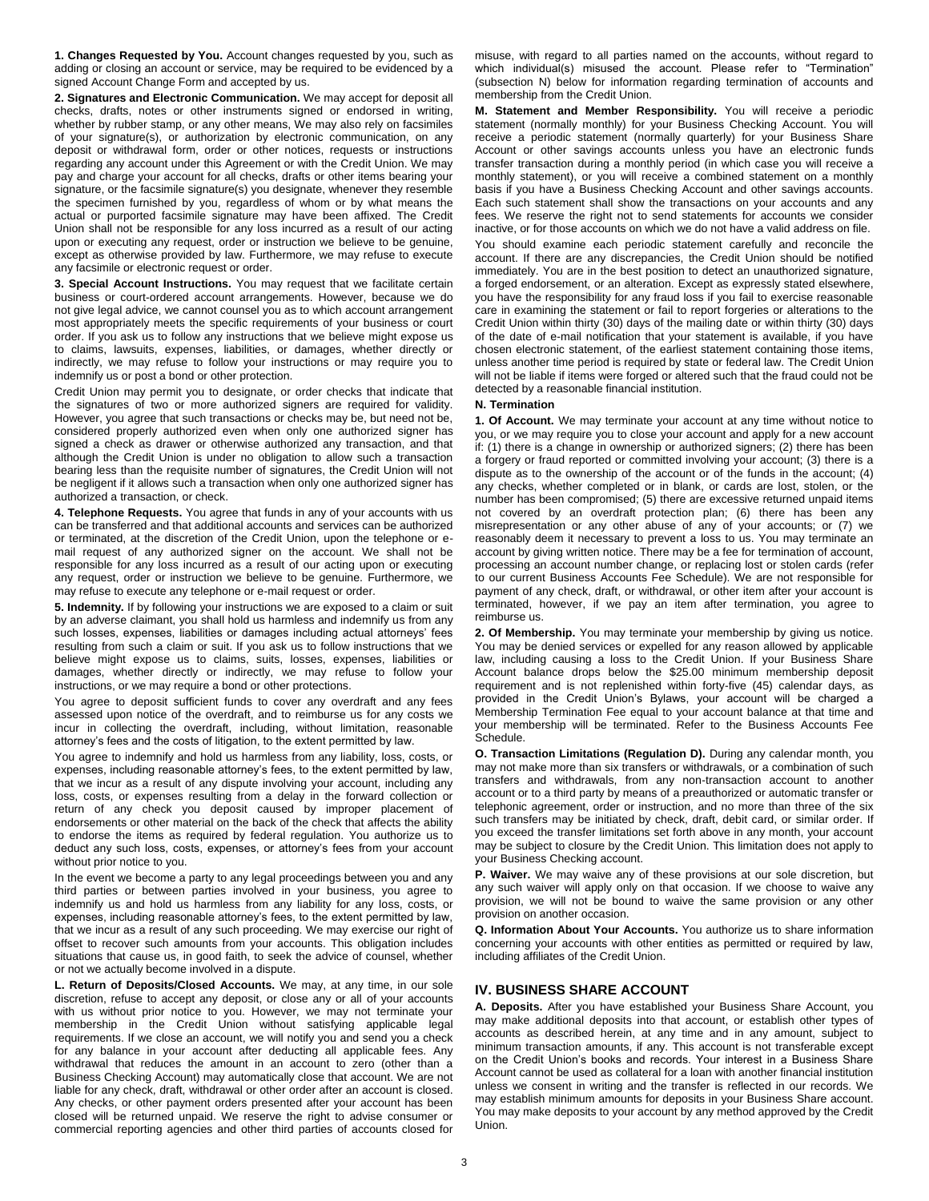**1. Changes Requested by You.** Account changes requested by you, such as adding or closing an account or service, may be required to be evidenced by a signed Account Change Form and accepted by us.

**2. Signatures and Electronic Communication.** We may accept for deposit all checks, drafts, notes or other instruments signed or endorsed in writing, whether by rubber stamp, or any other means, We may also rely on facsimiles of your signature(s), or authorization by electronic communication, on any deposit or withdrawal form, order or other notices, requests or instructions regarding any account under this Agreement or with the Credit Union. We may pay and charge your account for all checks, drafts or other items bearing your signature, or the facsimile signature(s) you designate, whenever they resemble the specimen furnished by you, regardless of whom or by what means the actual or purported facsimile signature may have been affixed. The Credit Union shall not be responsible for any loss incurred as a result of our acting upon or executing any request, order or instruction we believe to be genuine, except as otherwise provided by law. Furthermore, we may refuse to execute any facsimile or electronic request or order.

**3. Special Account Instructions.** You may request that we facilitate certain business or court-ordered account arrangements. However, because we do not give legal advice, we cannot counsel you as to which account arrangement most appropriately meets the specific requirements of your business or court order. If you ask us to follow any instructions that we believe might expose us to claims, lawsuits, expenses, liabilities, or damages, whether directly or indirectly, we may refuse to follow your instructions or may require you to indemnify us or post a bond or other protection.

Credit Union may permit you to designate, or order checks that indicate that the signatures of two or more authorized signers are required for validity. However, you agree that such transactions or checks may be, but need not be, considered properly authorized even when only one authorized signer has signed a check as drawer or otherwise authorized any transaction, and that although the Credit Union is under no obligation to allow such a transaction bearing less than the requisite number of signatures, the Credit Union will not be negligent if it allows such a transaction when only one authorized signer has authorized a transaction, or check.

**4. Telephone Requests.** You agree that funds in any of your accounts with us can be transferred and that additional accounts and services can be authorized or terminated, at the discretion of the Credit Union, upon the telephone or e-mail request of any authorized signer on the account. We shall not be responsible for any loss incurred as a result of our acting upon or executing any request, order or instruction we believe to be genuine. Furthermore, we may refuse to execute any telephone or e-mail request or order.

**5. Indemnity.** If by following your instructions we are exposed to a claim or suit by an adverse claimant, you shall hold us harmless and indemnify us from any such losses, expenses, liabilities or damages including actual attorneys' fees resulting from such a claim or suit. If you ask us to follow instructions that we believe might expose us to claims, suits, losses, expenses, liabilities or damages, whether directly or indirectly, we may refuse to follow your instructions, or we may require a bond or other protections.

You agree to deposit sufficient funds to cover any overdraft and any fees assessed upon notice of the overdraft, and to reimburse us for any costs we incur in collecting the overdraft, including, without limitation, reasonable attorney's fees and the costs of litigation, to the extent permitted by law.

You agree to indemnify and hold us harmless from any liability, loss, costs, or expenses, including reasonable attorney's fees, to the extent permitted by law, that we incur as a result of any dispute involving your account, including any loss, costs, or expenses resulting from a delay in the forward collection or return of any check you deposit caused by improper placement of endorsements or other material on the back of the check that affects the ability to endorse the items as required by federal regulation. You authorize us to deduct any such loss, costs, expenses, or attorney's fees from your account without prior notice to you.

In the event we become a party to any legal proceedings between you and any third parties or between parties involved in your business, you agree to indemnify us and hold us harmless from any liability for any loss, costs, or expenses, including reasonable attorney's fees, to the extent permitted by law, that we incur as a result of any such proceeding. We may exercise our right of offset to recover such amounts from your accounts. This obligation includes situations that cause us, in good faith, to seek the advice of counsel, whether or not we actually become involved in a dispute.

**L. Return of Deposits/Closed Accounts.** We may, at any time, in our sole discretion, refuse to accept any deposit, or close any or all of your accounts with us without prior notice to you. However, we may not terminate your membership in the Credit Union without satisfying applicable legal requirements. If we close an account, we will notify you and send you a check for any balance in your account after deducting all applicable fees. Any withdrawal that reduces the amount in an account to zero (other than a Business Checking Account) may automatically close that account. We are not liable for any check, draft, withdrawal or other order after an account is closed. Any checks, or other payment orders presented after your account has been closed will be returned unpaid. We reserve the right to advise consumer or commercial reporting agencies and other third parties of accounts closed for misuse, with regard to all parties named on the accounts, without regard to which individual(s) misused the account. Please refer to "Termination" (subsection N) below for information regarding termination of accounts and membership from the Credit Union.

**M. Statement and Member Responsibility.** You will receive a periodic statement (normally monthly) for your Business Checking Account. You will receive a periodic statement (normally quarterly) for your Business Share Account or other savings accounts unless you have an electronic funds transfer transaction during a monthly period (in which case you will receive a monthly statement), or you will receive a combined statement on a monthly basis if you have a Business Checking Account and other savings accounts. Each such statement shall show the transactions on your accounts and any fees. We reserve the right not to send statements for accounts we consider inactive, or for those accounts on which we do not have a valid address on file.

You should examine each periodic statement carefully and reconcile the account. If there are any discrepancies, the Credit Union should be notified immediately. You are in the best position to detect an unauthorized signature, a forged endorsement, or an alteration. Except as expressly stated elsewhere, you have the responsibility for any fraud loss if you fail to exercise reasonable care in examining the statement or fail to report forgeries or alterations to the Credit Union within thirty (30) days of the mailing date or within thirty (30) days of the date of e-mail notification that your statement is available, if you have chosen electronic statement, of the earliest statement containing those items, unless another time period is required by state or federal law. The Credit Union will not be liable if items were forged or altered such that the fraud could not be detected by a reasonable financial institution.

**N. Termination**

**1. Of Account.** We may terminate your account at any time without notice to you, or we may require you to close your account and apply for a new account if: (1) there is a change in ownership or authorized signers; (2) there has been a forgery or fraud reported or committed involving your account; (3) there is a dispute as to the ownership of the account or of the funds in the account; (4) any checks, whether completed or in blank, or cards are lost, stolen, or the number has been compromised; (5) there are excessive returned unpaid items not covered by an overdraft protection plan; (6) there has been any misrepresentation or any other abuse of any of your accounts; or (7) we reasonably deem it necessary to prevent a loss to us. You may terminate an account by giving written notice. There may be a fee for termination of account, processing an account number change, or replacing lost or stolen cards (refer to our current Business Accounts Fee Schedule). We are not responsible for payment of any check, draft, or withdrawal, or other item after your account is terminated, however, if we pay an item after termination, you agree to reimburse us.

**2. Of Membership.** You may terminate your membership by giving us notice. You may be denied services or expelled for any reason allowed by applicable law, including causing a loss to the Credit Union. If your Business Share Account balance drops below the $25.00 minimum membership deposit requirement and is not replenished within forty-five (45) calendar days, as provided in the Credit Union's Bylaws, your account will be charged a Membership Termination Fee equal to your account balance at that time and your membership will be terminated. Refer to the Business Accounts Fee Schedule.

**O. Transaction Limitations (Regulation D).** During any calendar month, you may not make more than six transfers or withdrawals, or a combination of such transfers and withdrawals, from any non-transaction account to another account or to a third party by means of a preauthorized or automatic transfer or telephonic agreement, order or instruction, and no more than three of the six such transfers may be initiated by check, draft, debit card, or similar order. If you exceed the transfer limitations set forth above in any month, your account may be subject to closure by the Credit Union. This limitation does not apply to your Business Checking account.

**P. Waiver.** We may waive any of these provisions at our sole discretion, but any such waiver will apply only on that occasion. If we choose to waive any provision, we will not be bound to waive the same provision or any other provision on another occasion.

**Q. Information About Your Accounts.** You authorize us to share information concerning your accounts with other entities as permitted or required by law, including affiliates of the Credit Union.

## IV. BUSINESS SHARE ACCOUNT

**A. Deposits.** After you have established your Business Share Account, you may make additional deposits into that account, or establish other types of accounts as described herein, at any time and in any amount, subject to minimum transaction amounts, if any. This account is not transferable except on the Credit Union's books and records. Your interest in a Business Share Account cannot be used as collateral for a loan with another financial institution unless we consent in writing and the transfer is reflected in our records. We may establish minimum amounts for deposits in your Business Share account. You may make deposits to your account by any method approved by the Credit Union.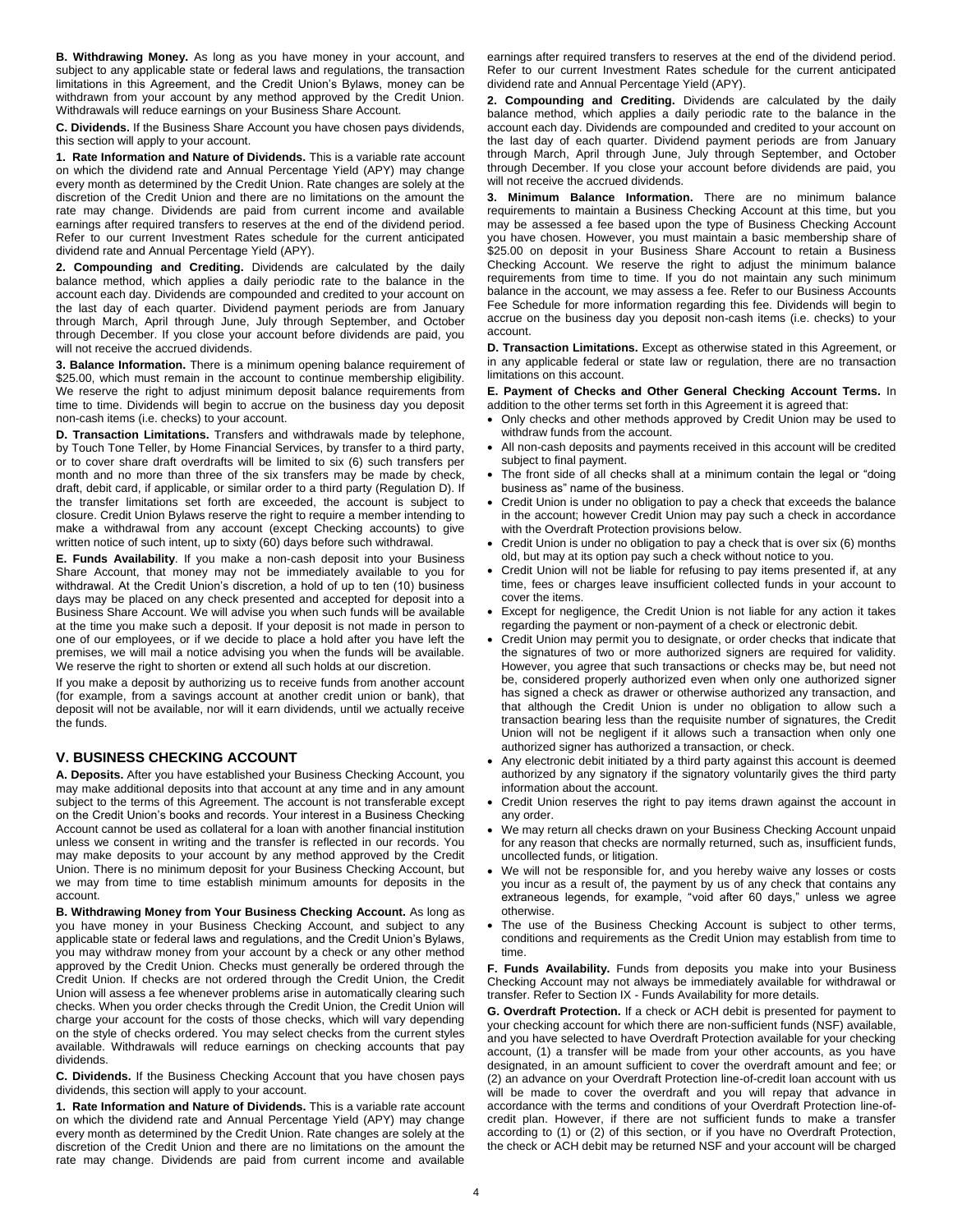**B. Withdrawing Money.** As long as you have money in your account, and subject to any applicable state or federal laws and regulations, the transaction limitations in this Agreement, and the Credit Union's Bylaws, money can be withdrawn from your account by any method approved by the Credit Union. Withdrawals will reduce earnings on your Business Share Account.

**C. Dividends.** If the Business Share Account you have chosen pays dividends, this section will apply to your account.

**1. Rate Information and Nature of Dividends.** This is a variable rate account on which the dividend rate and Annual Percentage Yield (APY) may change every month as determined by the Credit Union. Rate changes are solely at the discretion of the Credit Union and there are no limitations on the amount the rate may change. Dividends are paid from current income and available earnings after required transfers to reserves at the end of the dividend period. Refer to our current Investment Rates schedule for the current anticipated dividend rate and Annual Percentage Yield (APY).

**2. Compounding and Crediting.** Dividends are calculated by the daily balance method, which applies a daily periodic rate to the balance in the account each day. Dividends are compounded and credited to your account on the last day of each quarter. Dividend payment periods are from January through March, April through June, July through September, and October through December. If you close your account before dividends are paid, you will not receive the accrued dividends.

**3. Balance Information.** There is a minimum opening balance requirement of $25.00, which must remain in the account to continue membership eligibility. We reserve the right to adjust minimum deposit balance requirements from time to time. Dividends will begin to accrue on the business day you deposit non-cash items (i.e. checks) to your account.

**D. Transaction Limitations.** Transfers and withdrawals made by telephone, by Touch Tone Teller, by Home Financial Services, by transfer to a third party, or to cover share draft overdrafts will be limited to six (6) such transfers per month and no more than three of the six transfers may be made by check, draft, debit card, if applicable, or similar order to a third party (Regulation D). If the transfer limitations set forth are exceeded, the account is subject to closure. Credit Union Bylaws reserve the right to require a member intending to make a withdrawal from any account (except Checking accounts) to give written notice of such intent, up to sixty (60) days before such withdrawal.

**E. Funds Availability**. If you make a non-cash deposit into your Business Share Account, that money may not be immediately available to you for withdrawal. At the Credit Union's discretion, a hold of up to ten (10) business days may be placed on any check presented and accepted for deposit into a Business Share Account. We will advise you when such funds will be available at the time you make such a deposit. If your deposit is not made in person to one of our employees, or if we decide to place a hold after you have left the premises, we will mail a notice advising you when the funds will be available. We reserve the right to shorten or extend all such holds at our discretion.

If you make a deposit by authorizing us to receive funds from another account (for example, from a savings account at another credit union or bank), that deposit will not be available, nor will it earn dividends, until we actually receive the funds.

## V. BUSINESS CHECKING ACCOUNT

**A. Deposits.** After you have established your Business Checking Account, you may make additional deposits into that account at any time and in any amount subject to the terms of this Agreement. The account is not transferable except on the Credit Union's books and records. Your interest in a Business Checking Account cannot be used as collateral for a loan with another financial institution unless we consent in writing and the transfer is reflected in our records. You may make deposits to your account by any method approved by the Credit Union. There is no minimum deposit for your Business Checking Account, but we may from time to time establish minimum amounts for deposits in the account.

**B. Withdrawing Money from Your Business Checking Account.** As long as you have money in your Business Checking Account, and subject to any applicable state or federal laws and regulations, and the Credit Union's Bylaws, you may withdraw money from your account by a check or any other method approved by the Credit Union. Checks must generally be ordered through the Credit Union. If checks are not ordered through the Credit Union, the Credit Union will assess a fee whenever problems arise in automatically clearing such checks. When you order checks through the Credit Union, the Credit Union will charge your account for the costs of those checks, which will vary depending on the style of checks ordered. You may select checks from the current styles available. Withdrawals will reduce earnings on checking accounts that pay dividends.

**C. Dividends.** If the Business Checking Account that you have chosen pays dividends, this section will apply to your account.

**1. Rate Information and Nature of Dividends.** This is a variable rate account on which the dividend rate and Annual Percentage Yield (APY) may change every month as determined by the Credit Union. Rate changes are solely at the discretion of the Credit Union and there are no limitations on the amount the rate may change. Dividends are paid from current income and available earnings after required transfers to reserves at the end of the dividend period. Refer to our current Investment Rates schedule for the current anticipated dividend rate and Annual Percentage Yield (APY).

**2. Compounding and Crediting.** Dividends are calculated by the daily balance method, which applies a daily periodic rate to the balance in the account each day. Dividends are compounded and credited to your account on the last day of each quarter. Dividend payment periods are from January through March, April through June, July through September, and October through December. If you close your account before dividends are paid, you will not receive the accrued dividends.

**3. Minimum Balance Information.** There are no minimum balance requirements to maintain a Business Checking Account at this time, but you may be assessed a fee based upon the type of Business Checking Account you have chosen. However, you must maintain a basic membership share of $25.00 on deposit in your Business Share Account to retain a Business Checking Account. We reserve the right to adjust the minimum balance requirements from time to time. If you do not maintain any such minimum balance in the account, we may assess a fee. Refer to our Business Accounts Fee Schedule for more information regarding this fee. Dividends will begin to accrue on the business day you deposit non-cash items (i.e. checks) to your account.

**D. Transaction Limitations.** Except as otherwise stated in this Agreement, or in any applicable federal or state law or regulation, there are no transaction limitations on this account.

**E. Payment of Checks and Other General Checking Account Terms.** In addition to the other terms set forth in this Agreement it is agreed that:

- Only checks and other methods approved by Credit Union may be used to withdraw funds from the account.
- All non-cash deposits and payments received in this account will be credited subject to final payment.
- The front side of all checks shall at a minimum contain the legal or "doing business as" name of the business.
- Credit Union is under no obligation to pay a check that exceeds the balance in the account; however Credit Union may pay such a check in accordance with the Overdraft Protection provisions below.
- Credit Union is under no obligation to pay a check that is over six (6) months old, but may at its option pay such a check without notice to you.
- Credit Union will not be liable for refusing to pay items presented if, at any time, fees or charges leave insufficient collected funds in your account to cover the items.
- Except for negligence, the Credit Union is not liable for any action it takes regarding the payment or non-payment of a check or electronic debit.
- Credit Union may permit you to designate, or order checks that indicate that the signatures of two or more authorized signers are required for validity. However, you agree that such transactions or checks may be, but need not be, considered properly authorized even when only one authorized signer has signed a check as drawer or otherwise authorized any transaction, and that although the Credit Union is under no obligation to allow such a transaction bearing less than the requisite number of signatures, the Credit Union will not be negligent if it allows such a transaction when only one authorized signer has authorized a transaction, or check.
- Any electronic debit initiated by a third party against this account is deemed authorized by any signatory if the signatory voluntarily gives the third party information about the account.
- Credit Union reserves the right to pay items drawn against the account in any order.
- We may return all checks drawn on your Business Checking Account unpaid for any reason that checks are normally returned, such as, insufficient funds, uncollected funds, or litigation.
- We will not be responsible for, and you hereby waive any losses or costs you incur as a result of, the payment by us of any check that contains any extraneous legends, for example, "void after 60 days," unless we agree otherwise.
- The use of the Business Checking Account is subject to other terms, conditions and requirements as the Credit Union may establish from time to time.

**F. Funds Availability.** Funds from deposits you make into your Business Checking Account may not always be immediately available for withdrawal or transfer. Refer to Section IX - Funds Availability for more details.

**G. Overdraft Protection.** If a check or ACH debit is presented for payment to your checking account for which there are non-sufficient funds (NSF) available, and you have selected to have Overdraft Protection available for your checking account, (1) a transfer will be made from your other accounts, as you have designated, in an amount sufficient to cover the overdraft amount and fee; or (2) an advance on your Overdraft Protection line-of-credit loan account with us will be made to cover the overdraft and you will repay that advance in accordance with the terms and conditions of your Overdraft Protection line-of-credit plan. However, if there are not sufficient funds to make a transfer according to (1) or (2) of this section, or if you have no Overdraft Protection, the check or ACH debit may be returned NSF and your account will be charged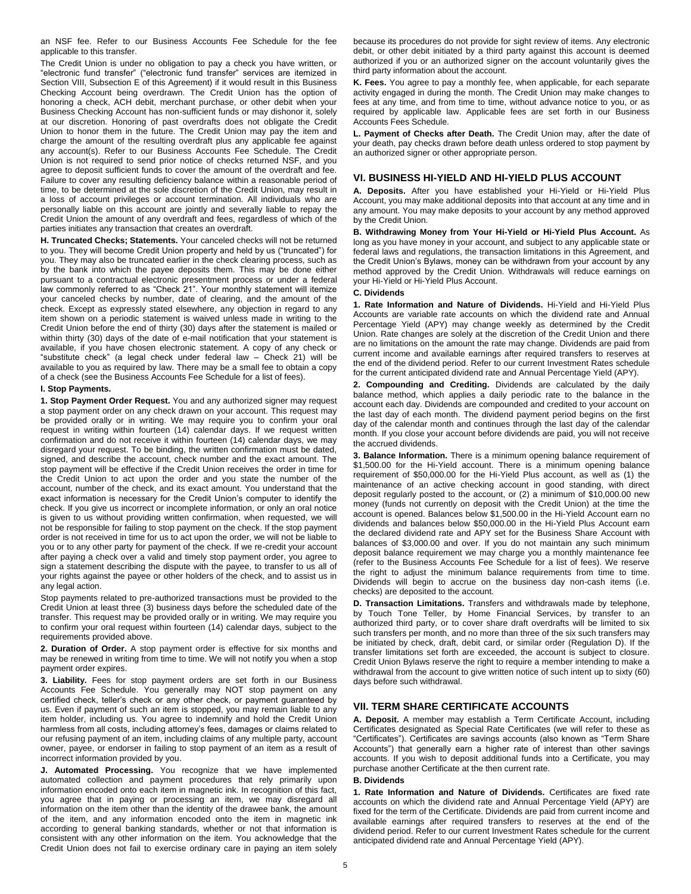an NSF fee. Refer to our Business Accounts Fee Schedule for the fee applicable to this transfer.

The Credit Union is under no obligation to pay a check you have written, or "electronic fund transfer" ("electronic fund transfer" services are itemized in Section VIII, Subsection E of this Agreement) if it would result in this Business Checking Account being overdrawn. The Credit Union has the option of honoring a check, ACH debit, merchant purchase, or other debit when your Business Checking Account has non-sufficient funds or may dishonor it, solely at our discretion. Honoring of past overdrafts does not obligate the Credit Union to honor them in the future. The Credit Union may pay the item and charge the amount of the resulting overdraft plus any applicable fee against any account(s). Refer to our Business Accounts Fee Schedule. The Credit Union is not required to send prior notice of checks returned NSF, and you agree to deposit sufficient funds to cover the amount of the overdraft and fee. Failure to cover any resulting deficiency balance within a reasonable period of time, to be determined at the sole discretion of the Credit Union, may result in a loss of account privileges or account termination. All individuals who are personally liable on this account are jointly and severally liable to repay the Credit Union the amount of any overdraft and fees, regardless of which of the parties initiates any transaction that creates an overdraft.

**H. Truncated Checks; Statements.** Your canceled checks will not be returned to you. They will become Credit Union property and held by us ("truncated") for you. They may also be truncated earlier in the check clearing process, such as by the bank into which the payee deposits them. This may be done either pursuant to a contractual electronic presentment process or under a federal law commonly referred to as "Check 21". Your monthly statement will itemize your canceled checks by number, date of clearing, and the amount of the check. Except as expressly stated elsewhere, any objection in regard to any item shown on a periodic statement is waived unless made in writing to the Credit Union before the end of thirty (30) days after the statement is mailed or within thirty (30) days of the date of e-mail notification that your statement is available, if you have chosen electronic statement. A copy of any check or "substitute check" (a legal check under federal law – Check 21) will be available to you as required by law. There may be a small fee to obtain a copy of a check (see the Business Accounts Fee Schedule for a list of fees).

**I. Stop Payments.**

**1. Stop Payment Order Request.** You and any authorized signer may request a stop payment order on any check drawn on your account. This request may be provided orally or in writing. We may require you to confirm your oral request in writing within fourteen (14) calendar days. If we request written confirmation and do not receive it within fourteen (14) calendar days, we may disregard your request. To be binding, the written confirmation must be dated, signed, and describe the account, check number and the exact amount. The stop payment will be effective if the Credit Union receives the order in time for the Credit Union to act upon the order and you state the number of the account, number of the check, and its exact amount. You understand that the exact information is necessary for the Credit Union's computer to identify the check. If you give us incorrect or incomplete information, or only an oral notice is given to us without providing written confirmation, when requested, we will not be responsible for failing to stop payment on the check. If the stop payment order is not received in time for us to act upon the order, we will not be liable to you or to any other party for payment of the check. If we re-credit your account after paying a check over a valid and timely stop payment order, you agree to sign a statement describing the dispute with the payee, to transfer to us all of your rights against the payee or other holders of the check, and to assist us in any legal action.

Stop payments related to pre-authorized transactions must be provided to the Credit Union at least three (3) business days before the scheduled date of the transfer. This request may be provided orally or in writing. We may require you to confirm your oral request within fourteen (14) calendar days, subject to the requirements provided above.

**2. Duration of Order.** A stop payment order is effective for six months and may be renewed in writing from time to time. We will not notify you when a stop payment order expires.

**3. Liability.** Fees for stop payment orders are set forth in our Business Accounts Fee Schedule. You generally may NOT stop payment on any certified check, teller's check or any other check, or payment guaranteed by us. Even if payment of such an item is stopped, you may remain liable to any item holder, including us. You agree to indemnify and hold the Credit Union harmless from all costs, including attorney's fees, damages or claims related to our refusing payment of an item, including claims of any multiple party, account owner, payee, or endorser in failing to stop payment of an item as a result of incorrect information provided by you.

**J. Automated Processing.** You recognize that we have implemented automated collection and payment procedures that rely primarily upon information encoded onto each item in magnetic ink. In recognition of this fact, you agree that in paying or processing an item, we may disregard all information on the item other than the identity of the drawee bank, the amount of the item, and any information encoded onto the item in magnetic ink according to general banking standards, whether or not that information is consistent with any other information on the item. You acknowledge that the Credit Union does not fail to exercise ordinary care in paying an item solely because its procedures do not provide for sight review of items. Any electronic debit, or other debit initiated by a third party against this account is deemed authorized if you or an authorized signer on the account voluntarily gives the third party information about the account.

**K. Fees.** You agree to pay a monthly fee, when applicable, for each separate activity engaged in during the month. The Credit Union may make changes to fees at any time, and from time to time, without advance notice to you, or as required by applicable law. Applicable fees are set forth in our Business Accounts Fees Schedule.

**L. Payment of Checks after Death.** The Credit Union may, after the date of your death, pay checks drawn before death unless ordered to stop payment by an authorized signer or other appropriate person.

## VI. BUSINESS HI-YIELD AND HI-YIELD PLUS ACCOUNT

**A. Deposits.** After you have established your Hi-Yield or Hi-Yield Plus Account, you may make additional deposits into that account at any time and in any amount. You may make deposits to your account by any method approved by the Credit Union.

**B. Withdrawing Money from Your Hi-Yield or Hi-Yield Plus Account.** As long as you have money in your account, and subject to any applicable state or federal laws and regulations, the transaction limitations in this Agreement, and the Credit Union's Bylaws, money can be withdrawn from your account by any method approved by the Credit Union. Withdrawals will reduce earnings on your Hi-Yield or Hi-Yield Plus Account.

**C. Dividends**

**1. Rate Information and Nature of Dividends.** Hi-Yield and Hi-Yield Plus Accounts are variable rate accounts on which the dividend rate and Annual Percentage Yield (APY) may change weekly as determined by the Credit Union. Rate changes are solely at the discretion of the Credit Union and there are no limitations on the amount the rate may change. Dividends are paid from current income and available earnings after required transfers to reserves at the end of the dividend period. Refer to our current Investment Rates schedule for the current anticipated dividend rate and Annual Percentage Yield (APY).

**2. Compounding and Crediting.** Dividends are calculated by the daily balance method, which applies a daily periodic rate to the balance in the account each day. Dividends are compounded and credited to your account on the last day of each month. The dividend payment period begins on the first day of the calendar month and continues through the last day of the calendar month. If you close your account before dividends are paid, you will not receive the accrued dividends.

**3. Balance Information.** There is a minimum opening balance requirement of $1,500.00 for the Hi-Yield account. There is a minimum opening balance requirement of $50,000.00 for the Hi-Yield Plus account, as well as (1) the maintenance of an active checking account in good standing, with direct deposit regularly posted to the account, or (2) a minimum of $10,000.00 new money (funds not currently on deposit with the Credit Union) at the time the account is opened. Balances below $1,500.00 in the Hi-Yield Account earn no dividends and balances below $50,000.00 in the Hi-Yield Plus Account earn the declared dividend rate and APY set for the Business Share Account with balances of $3,000.00 and over. If you do not maintain any such minimum deposit balance requirement we may charge you a monthly maintenance fee (refer to the Business Accounts Fee Schedule for a list of fees). We reserve the right to adjust the minimum balance requirements from time to time. Dividends will begin to accrue on the business day non-cash items (i.e. checks) are deposited to the account.

**D. Transaction Limitations.** Transfers and withdrawals made by telephone, by Touch Tone Teller, by Home Financial Services, by transfer to an authorized third party, or to cover share draft overdrafts will be limited to six such transfers per month, and no more than three of the six such transfers may be initiated by check, draft, debit card, or similar order (Regulation D). If the transfer limitations set forth are exceeded, the account is subject to closure. Credit Union Bylaws reserve the right to require a member intending to make a withdrawal from the account to give written notice of such intent up to sixty (60) days before such withdrawal.

## VII. TERM SHARE CERTIFICATE ACCOUNTS

**A. Deposit.** A member may establish a Term Certificate Account, including Certificates designated as Special Rate Certificates (we will refer to these as "Certificates"). Certificates are savings accounts (also known as "Term Share Accounts") that generally earn a higher rate of interest than other savings accounts. If you wish to deposit additional funds into a Certificate, you may purchase another Certificate at the then current rate.

**B. Dividends**

**1. Rate Information and Nature of Dividends.** Certificates are fixed rate accounts on which the dividend rate and Annual Percentage Yield (APY) are fixed for the term of the Certificate. Dividends are paid from current income and available earnings after required transfers to reserves at the end of the dividend period. Refer to our current Investment Rates schedule for the current anticipated dividend rate and Annual Percentage Yield (APY).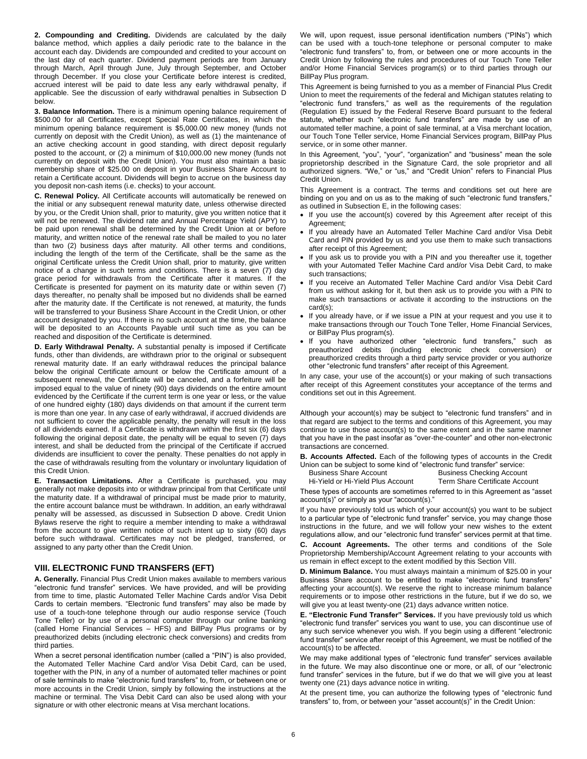**2. Compounding and Crediting.** Dividends are calculated by the daily balance method, which applies a daily periodic rate to the balance in the account each day. Dividends are compounded and credited to your account on the last day of each quarter. Dividend payment periods are from January through March, April through June, July through September, and October through December. If you close your Certificate before interest is credited, accrued interest will be paid to date less any early withdrawal penalty, if applicable. See the discussion of early withdrawal penalties in Subsection D below.

**3. Balance Information.** There is a minimum opening balance requirement of $500.00 for all Certificates, except Special Rate Certificates, in which the minimum opening balance requirement is $5,000.00 new money (funds not currently on deposit with the Credit Union), as well as (1) the maintenance of an active checking account in good standing, with direct deposit regularly posted to the account, or (2) a minimum of $10,000.00 new money (funds not currently on deposit with the Credit Union). You must also maintain a basic membership share of $25.00 on deposit in your Business Share Account to retain a Certificate account. Dividends will begin to accrue on the business day you deposit non-cash items (i.e. checks) to your account.

**C. Renewal Policy.** All Certificate accounts will automatically be renewed on the initial or any subsequent renewal maturity date, unless otherwise directed by you, or the Credit Union shall, prior to maturity, give you written notice that it will not be renewed. The dividend rate and Annual Percentage Yield (APY) to be paid upon renewal shall be determined by the Credit Union at or before maturity, and written notice of the renewal rate shall be mailed to you no later than two (2) business days after maturity. All other terms and conditions, including the length of the term of the Certificate, shall be the same as the original Certificate unless the Credit Union shall, prior to maturity, give written notice of a change in such terms and conditions. There is a seven (7) day grace period for withdrawals from the Certificate after it matures. If the Certificate is presented for payment on its maturity date or within seven (7) days thereafter, no penalty shall be imposed but no dividends shall be earned after the maturity date. If the Certificate is not renewed, at maturity, the funds will be transferred to your Business Share Account in the Credit Union, or other account designated by you. If there is no such account at the time, the balance will be deposited to an Accounts Payable until such time as you can be reached and disposition of the Certificate is determined.

**D. Early Withdrawal Penalty.** A substantial penalty is imposed if Certificate funds, other than dividends, are withdrawn prior to the original or subsequent renewal maturity date. If an early withdrawal reduces the principal balance below the original Certificate amount or below the Certificate amount of a subsequent renewal, the Certificate will be canceled, and a forfeiture will be imposed equal to the value of ninety (90) days dividends on the entire amount evidenced by the Certificate if the current term is one year or less, or the value of one hundred eighty (180) days dividends on that amount if the current term is more than one year. In any case of early withdrawal, if accrued dividends are not sufficient to cover the applicable penalty, the penalty will result in the loss of all dividends earned. If a Certificate is withdrawn within the first six (6) days following the original deposit date, the penalty will be equal to seven (7) days interest, and shall be deducted from the principal of the Certificate if accrued dividends are insufficient to cover the penalty. These penalties do not apply in the case of withdrawals resulting from the voluntary or involuntary liquidation of this Credit Union.

**E. Transaction Limitations.** After a Certificate is purchased, you may generally not make deposits into or withdraw principal from that Certificate until the maturity date. If a withdrawal of principal must be made prior to maturity, the entire account balance must be withdrawn. In addition, an early withdrawal penalty will be assessed, as discussed in Subsection D above. Credit Union Bylaws reserve the right to require a member intending to make a withdrawal from the account to give written notice of such intent up to sixty (60) days before such withdrawal. Certificates may not be pledged, transferred, or assigned to any party other than the Credit Union.

## VIII. ELECTRONIC FUND TRANSFERS (EFT)

**A. Generally.** Financial Plus Credit Union makes available to members various "electronic fund transfer" services. We have provided, and will be providing from time to time, plastic Automated Teller Machine Cards and/or Visa Debit Cards to certain members. "Electronic fund transfers" may also be made by use of a touch-tone telephone through our audio response service (Touch Tone Teller) or by use of a personal computer through our online banking (called Home Financial Services – HFS) and BillPay Plus programs or by preauthorized debits (including electronic check conversions) and credits from third parties.

When a secret personal identification number (called a "PIN") is also provided, the Automated Teller Machine Card and/or Visa Debit Card, can be used, together with the PIN, in any of a number of automated teller machines or point of sale terminals to make "electronic fund transfers" to, from, or between one or more accounts in the Credit Union, simply by following the instructions at the machine or terminal. The Visa Debit Card can also be used along with your signature or with other electronic means at Visa merchant locations.

We will, upon request, issue personal identification numbers ("PINs") which can be used with a touch-tone telephone or personal computer to make "electronic fund transfers" to, from, or between one or more accounts in the Credit Union by following the rules and procedures of our Touch Tone Teller and/or Home Financial Services program(s) or to third parties through our BillPay Plus program.

This Agreement is being furnished to you as a member of Financial Plus Credit Union to meet the requirements of the federal and Michigan statutes relating to "electronic fund transfers," as well as the requirements of the regulation (Regulation E) issued by the Federal Reserve Board pursuant to the federal statute, whether such "electronic fund transfers" are made by use of an automated teller machine, a point of sale terminal, at a Visa merchant location, our Touch Tone Teller service, Home Financial Services program, BillPay Plus service, or in some other manner.

In this Agreement, "you", "your", "organization" and "business" mean the sole proprietorship described in the Signature Card, the sole proprietor and all authorized signers. "We," or "us," and "Credit Union" refers to Financial Plus Credit Union.

This Agreement is a contract. The terms and conditions set out here are binding on you and on us as to the making of such "electronic fund transfers," as outlined in Subsection E, in the following cases:

- If you use the account(s) covered by this Agreement after receipt of this Agreement;
- If you already have an Automated Teller Machine Card and/or Visa Debit Card and PIN provided by us and you use them to make such transactions after receipt of this Agreement;
- If you ask us to provide you with a PIN and you thereafter use it, together with your Automated Teller Machine Card and/or Visa Debit Card, to make such transactions;
- If you receive an Automated Teller Machine Card and/or Visa Debit Card from us without asking for it, but then ask us to provide you with a PIN to make such transactions or activate it according to the instructions on the card(s);
- If you already have, or if we issue a PIN at your request and you use it to make transactions through our Touch Tone Teller, Home Financial Services, or BillPay Plus program(s).
- If you have authorized other "electronic fund transfers," such as preauthorized debits (including electronic check conversion) or preauthorized credits through a third party service provider or you authorize other "electronic fund transfers" after receipt of this Agreement.

In any case, your use of the account(s) or your making of such transactions after receipt of this Agreement constitutes your acceptance of the terms and conditions set out in this Agreement.

Although your account(s) may be subject to "electronic fund transfers" and in that regard are subject to the terms and conditions of this Agreement, you may continue to use those account(s) to the same extent and in the same manner that you have in the past insofar as "over-the-counter" and other non-electronic transactions are concerned.

**B. Accounts Affected.** Each of the following types of accounts in the Credit Union can be subject to some kind of "electronic fund transfer" service:

| | |
|---|---|
| Business Share Account | Business Checking Account |
| Hi-Yield or Hi-Yield Plus Account | Term Share Certificate Account |

These types of accounts are sometimes referred to in this Agreement as "asset account(s)" or simply as your "account(s)."

If you have previously told us which of your account(s) you want to be subject to a particular type of "electronic fund transfer" service, you may change those instructions in the future, and we will follow your new wishes to the extent federal regulations allow, and our "electronic fund transfer" services permit at that time.

**C. Account Agreements.** The other terms and conditions of the Sole Proprietorship Membership/Account Agreement relating to your accounts with us remain in effect except to the extent modified by this Section VIII.

**D. Minimum Balance.** You must always maintain a minimum of $25.00 in your Business Share account to be entitled to make "electronic fund transfers" affecting your account(s). We reserve the right to increase minimum balance requirements or to impose other restrictions in the future, but if we do so, we will give you at least twenty-one (21) days advance written notice.

**E. "Electronic Fund Transfer" Services.** If you have previously told us which "electronic fund transfer" services you want to use, you can discontinue use of any such service whenever you wish. If you begin using a different "electronic fund transfer" service after receipt of this Agreement, we must be notified of the account(s) to be affected.

We may make additional types of "electronic fund transfer" services available in the future. We may also discontinue one or more, or all, of our "electronic fund transfer" services in the future, but if we do that we will give you at least twenty one (21) days advance notice in writing.

At the present time, you can authorize the following types of "electronic fund transfers" to, from, or between your "asset account(s)" in the Credit Union: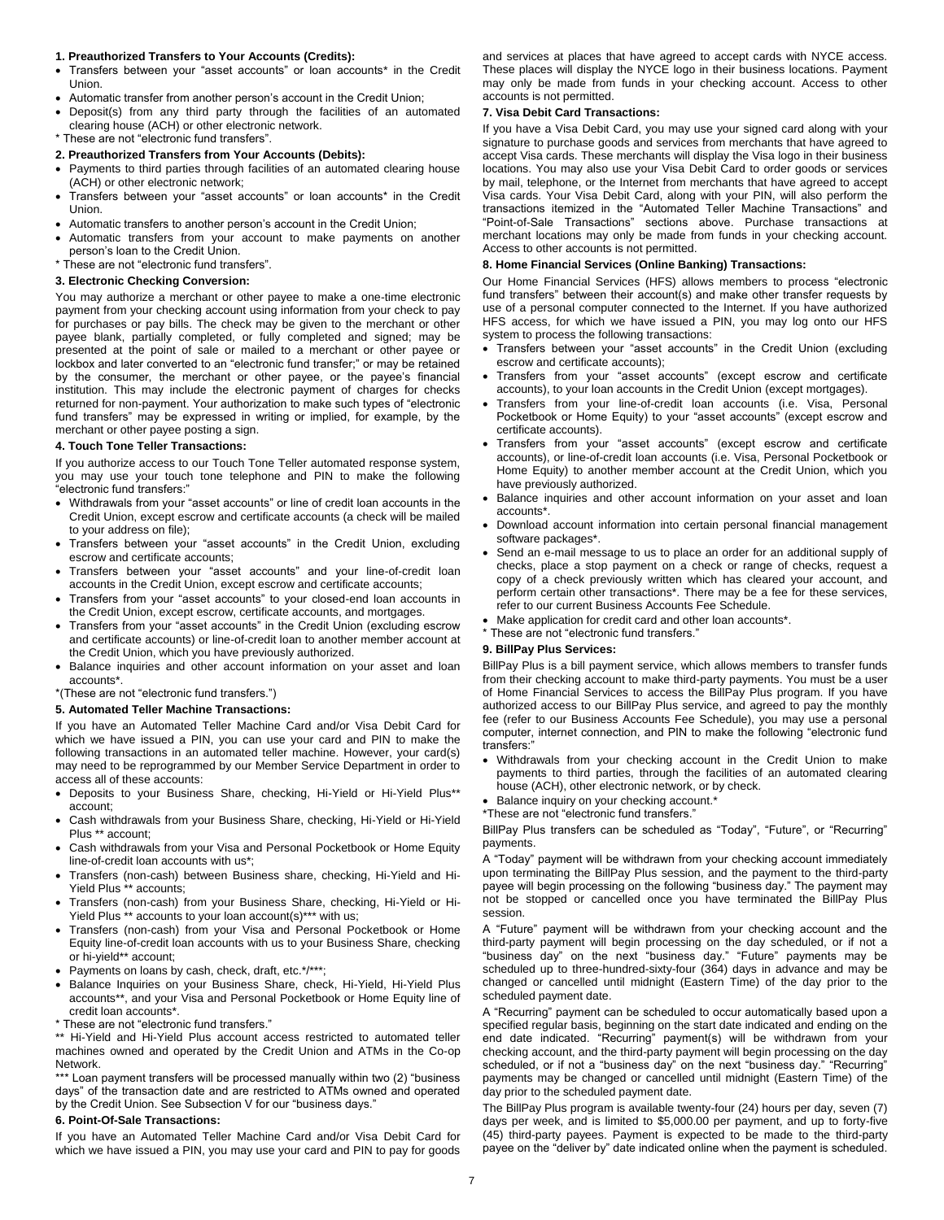**1. Preauthorized Transfers to Your Accounts (Credits):**

- Transfers between your "asset accounts" or loan accounts* in the Credit Union.
- Automatic transfer from another person's account in the Credit Union;
- Deposit(s) from any third party through the facilities of an automated clearing house (ACH) or other electronic network.

* These are not "electronic fund transfers".

**2. Preauthorized Transfers from Your Accounts (Debits):**

- Payments to third parties through facilities of an automated clearing house (ACH) or other electronic network;
- Transfers between your "asset accounts" or loan accounts* in the Credit Union.
- Automatic transfers to another person's account in the Credit Union;
- Automatic transfers from your account to make payments on another person's loan to the Credit Union.

* These are not "electronic fund transfers".

**3. Electronic Checking Conversion:**

You may authorize a merchant or other payee to make a one-time electronic payment from your checking account using information from your check to pay for purchases or pay bills. The check may be given to the merchant or other payee blank, partially completed, or fully completed and signed; may be presented at the point of sale or mailed to a merchant or other payee or lockbox and later converted to an "electronic fund transfer;" or may be retained by the consumer, the merchant or other payee, or the payee's financial institution. This may include the electronic payment of charges for checks returned for non-payment. Your authorization to make such types of "electronic fund transfers" may be expressed in writing or implied, for example, by the merchant or other payee posting a sign.

**4. Touch Tone Teller Transactions:**

If you authorize access to our Touch Tone Teller automated response system, you may use your touch tone telephone and PIN to make the following "electronic fund transfers:"

- Withdrawals from your "asset accounts" or line of credit loan accounts in the Credit Union, except escrow and certificate accounts (a check will be mailed to your address on file);
- Transfers between your "asset accounts" in the Credit Union, excluding escrow and certificate accounts;
- Transfers between your "asset accounts" and your line-of-credit loan accounts in the Credit Union, except escrow and certificate accounts;
- Transfers from your "asset accounts" to your closed-end loan accounts in the Credit Union, except escrow, certificate accounts, and mortgages.
- Transfers from your "asset accounts" in the Credit Union (excluding escrow and certificate accounts) or line-of-credit loan to another member account at the Credit Union, which you have previously authorized.
- Balance inquiries and other account information on your asset and loan accounts*.

*(These are not "electronic fund transfers.")

**5. Automated Teller Machine Transactions:**

If you have an Automated Teller Machine Card and/or Visa Debit Card for which we have issued a PIN, you can use your card and PIN to make the following transactions in an automated teller machine. However, your card(s) may need to be reprogrammed by our Member Service Department in order to access all of these accounts:

- Deposits to your Business Share, checking, Hi-Yield or Hi-Yield Plus** account;
- Cash withdrawals from your Business Share, checking, Hi-Yield or Hi-Yield Plus ** account;
- Cash withdrawals from your Visa and Personal Pocketbook or Home Equity line-of-credit loan accounts with us*;
- Transfers (non-cash) between Business share, checking, Hi-Yield and Hi-Yield Plus ** accounts;
- Transfers (non-cash) from your Business Share, checking, Hi-Yield or Hi-Yield Plus ** accounts to your loan account(s)*** with us;
- Transfers (non-cash) from your Visa and Personal Pocketbook or Home Equity line-of-credit loan accounts with us to your Business Share, checking or hi-yield** account;
- Payments on loans by cash, check, draft, etc.*/***;
- Balance Inquiries on your Business Share, check, Hi-Yield, Hi-Yield Plus accounts**, and your Visa and Personal Pocketbook or Home Equity line of credit loan accounts*.

* These are not "electronic fund transfers."

** Hi-Yield and Hi-Yield Plus account access restricted to automated teller machines owned and operated by the Credit Union and ATMs in the Co-op Network.

*** Loan payment transfers will be processed manually within two (2) "business days" of the transaction date and are restricted to ATMs owned and operated by the Credit Union. See Subsection V for our "business days."

**6. Point-Of-Sale Transactions:**

If you have an Automated Teller Machine Card and/or Visa Debit Card for which we have issued a PIN, you may use your card and PIN to pay for goods and services at places that have agreed to accept cards with NYCE access. These places will display the NYCE logo in their business locations. Payment may only be made from funds in your checking account. Access to other accounts is not permitted.

**7. Visa Debit Card Transactions:**

If you have a Visa Debit Card, you may use your signed card along with your signature to purchase goods and services from merchants that have agreed to accept Visa cards. These merchants will display the Visa logo in their business locations. You may also use your Visa Debit Card to order goods or services by mail, telephone, or the Internet from merchants that have agreed to accept Visa cards. Your Visa Debit Card, along with your PIN, will also perform the transactions itemized in the "Automated Teller Machine Transactions" and "Point-of-Sale Transactions" sections above. Purchase transactions at merchant locations may only be made from funds in your checking account. Access to other accounts is not permitted.

**8. Home Financial Services (Online Banking) Transactions:**

Our Home Financial Services (HFS) allows members to process "electronic fund transfers" between their account(s) and make other transfer requests by use of a personal computer connected to the Internet. If you have authorized HFS access, for which we have issued a PIN, you may log onto our HFS system to process the following transactions:

- Transfers between your "asset accounts" in the Credit Union (excluding escrow and certificate accounts);
- Transfers from your "asset accounts" (except escrow and certificate accounts), to your loan accounts in the Credit Union (except mortgages).
- Transfers from your line-of-credit loan accounts (i.e. Visa, Personal Pocketbook or Home Equity) to your "asset accounts" (except escrow and certificate accounts).
- Transfers from your "asset accounts" (except escrow and certificate accounts), or line-of-credit loan accounts (i.e. Visa, Personal Pocketbook or Home Equity) to another member account at the Credit Union, which you have previously authorized.
- Balance inquiries and other account information on your asset and loan accounts*.
- Download account information into certain personal financial management software packages*.
- Send an e-mail message to us to place an order for an additional supply of checks, place a stop payment on a check or range of checks, request a copy of a check previously written which has cleared your account, and perform certain other transactions*. There may be a fee for these services, refer to our current Business Accounts Fee Schedule.
- Make application for credit card and other loan accounts*.

* These are not "electronic fund transfers."

**9. BillPay Plus Services:**

BillPay Plus is a bill payment service, which allows members to transfer funds from their checking account to make third-party payments. You must be a user of Home Financial Services to access the BillPay Plus program. If you have authorized access to our BillPay Plus service, and agreed to pay the monthly fee (refer to our Business Accounts Fee Schedule), you may use a personal computer, internet connection, and PIN to make the following "electronic fund transfers:"

- Withdrawals from your checking account in the Credit Union to make payments to third parties, through the facilities of an automated clearing house (ACH), other electronic network, or by check.
- Balance inquiry on your checking account.*

*These are not "electronic fund transfers."

BillPay Plus transfers can be scheduled as "Today", "Future", or "Recurring" payments.

A "Today" payment will be withdrawn from your checking account immediately upon terminating the BillPay Plus session, and the payment to the third-party payee will begin processing on the following "business day." The payment may not be stopped or cancelled once you have terminated the BillPay Plus session.

A "Future" payment will be withdrawn from your checking account and the third-party payment will begin processing on the day scheduled, or if not a "business day" on the next "business day." "Future" payments may be scheduled up to three-hundred-sixty-four (364) days in advance and may be changed or cancelled until midnight (Eastern Time) of the day prior to the scheduled payment date.

A "Recurring" payment can be scheduled to occur automatically based upon a specified regular basis, beginning on the start date indicated and ending on the end date indicated. "Recurring" payment(s) will be withdrawn from your checking account, and the third-party payment will begin processing on the day scheduled, or if not a "business day" on the next "business day." "Recurring" payments may be changed or cancelled until midnight (Eastern Time) of the day prior to the scheduled payment date.

The BillPay Plus program is available twenty-four (24) hours per day, seven (7) days per week, and is limited to $5,000.00 per payment, and up to forty-five (45) third-party payees. Payment is expected to be made to the third-party payee on the "deliver by" date indicated online when the payment is scheduled.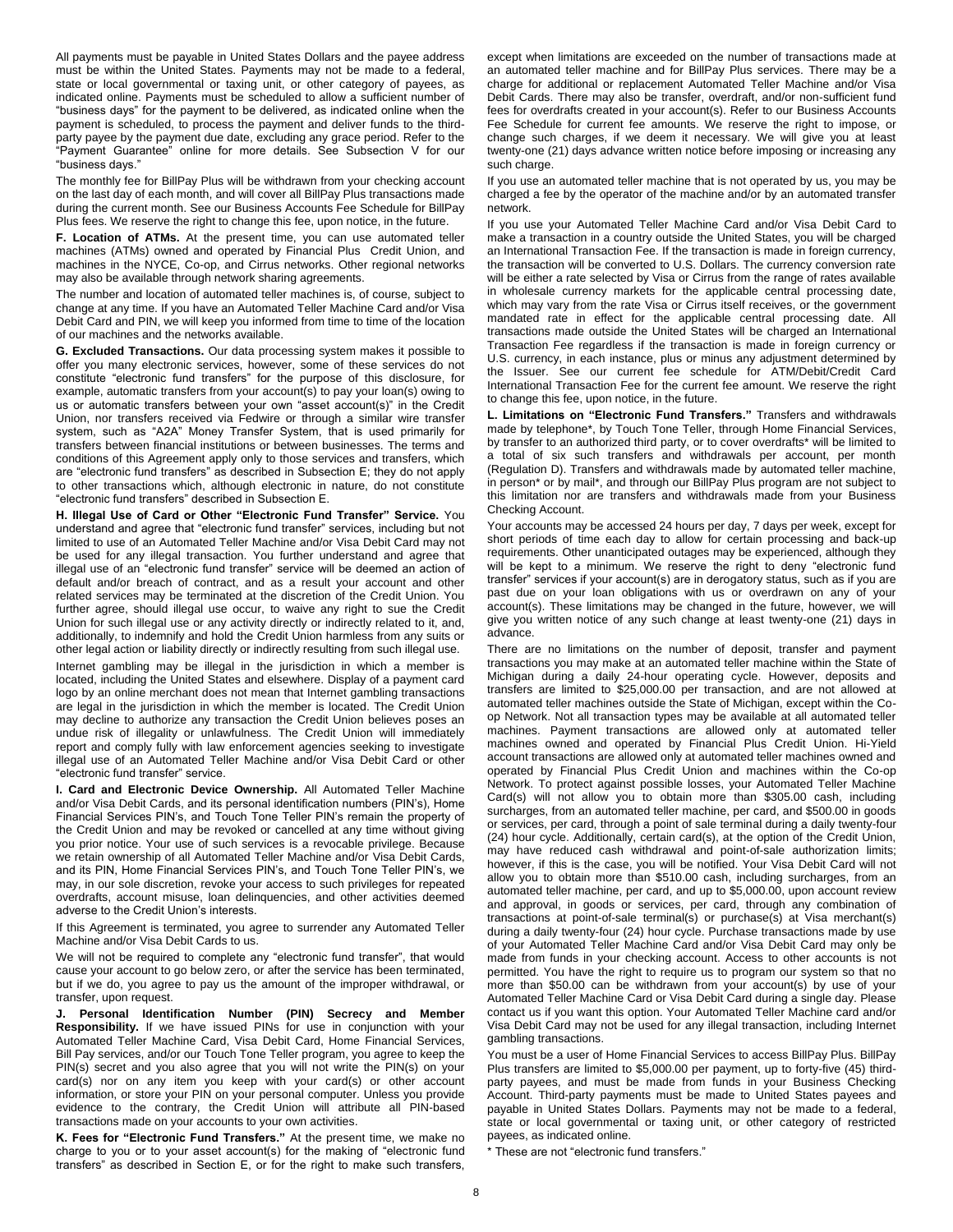All payments must be payable in United States Dollars and the payee address must be within the United States. Payments may not be made to a federal, state or local governmental or taxing unit, or other category of payees, as indicated online. Payments must be scheduled to allow a sufficient number of "business days" for the payment to be delivered, as indicated online when the payment is scheduled, to process the payment and deliver funds to the third-party payee by the payment due date, excluding any grace period. Refer to the "Payment Guarantee" online for more details. See Subsection V for our "business days."

The monthly fee for BillPay Plus will be withdrawn from your checking account on the last day of each month, and will cover all BillPay Plus transactions made during the current month. See our Business Accounts Fee Schedule for BillPay Plus fees. We reserve the right to change this fee, upon notice, in the future.

**F. Location of ATMs.** At the present time, you can use automated teller machines (ATMs) owned and operated by Financial Plus Credit Union, and machines in the NYCE, Co-op, and Cirrus networks. Other regional networks may also be available through network sharing agreements.

The number and location of automated teller machines is, of course, subject to change at any time. If you have an Automated Teller Machine Card and/or Visa Debit Card and PIN, we will keep you informed from time to time of the location of our machines and the networks available.

**G. Excluded Transactions.** Our data processing system makes it possible to offer you many electronic services, however, some of these services do not constitute "electronic fund transfers" for the purpose of this disclosure, for example, automatic transfers from your account(s) to pay your loan(s) owing to us or automatic transfers between your own "asset account(s)" in the Credit Union, nor transfers received via Fedwire or through a similar wire transfer system, such as "A2A" Money Transfer System, that is used primarily for transfers between financial institutions or between businesses. The terms and conditions of this Agreement apply only to those services and transfers, which are "electronic fund transfers" as described in Subsection E; they do not apply to other transactions which, although electronic in nature, do not constitute "electronic fund transfers" described in Subsection E.

**H. Illegal Use of Card or Other "Electronic Fund Transfer" Service.** You understand and agree that "electronic fund transfer" services, including but not limited to use of an Automated Teller Machine and/or Visa Debit Card may not be used for any illegal transaction. You further understand and agree that illegal use of an "electronic fund transfer" service will be deemed an action of default and/or breach of contract, and as a result your account and other related services may be terminated at the discretion of the Credit Union. You further agree, should illegal use occur, to waive any right to sue the Credit Union for such illegal use or any activity directly or indirectly related to it, and, additionally, to indemnify and hold the Credit Union harmless from any suits or other legal action or liability directly or indirectly resulting from such illegal use.

Internet gambling may be illegal in the jurisdiction in which a member is located, including the United States and elsewhere. Display of a payment card logo by an online merchant does not mean that Internet gambling transactions are legal in the jurisdiction in which the member is located. The Credit Union may decline to authorize any transaction the Credit Union believes poses an undue risk of illegality or unlawfulness. The Credit Union will immediately report and comply fully with law enforcement agencies seeking to investigate illegal use of an Automated Teller Machine and/or Visa Debit Card or other "electronic fund transfer" service.

**I. Card and Electronic Device Ownership.** All Automated Teller Machine and/or Visa Debit Cards, and its personal identification numbers (PIN's), Home Financial Services PIN's, and Touch Tone Teller PIN's remain the property of the Credit Union and may be revoked or cancelled at any time without giving you prior notice. Your use of such services is a revocable privilege. Because we retain ownership of all Automated Teller Machine and/or Visa Debit Cards, and its PIN, Home Financial Services PIN's, and Touch Tone Teller PIN's, we may, in our sole discretion, revoke your access to such privileges for repeated overdrafts, account misuse, loan delinquencies, and other activities deemed adverse to the Credit Union's interests.

If this Agreement is terminated, you agree to surrender any Automated Teller Machine and/or Visa Debit Cards to us.

We will not be required to complete any "electronic fund transfer", that would cause your account to go below zero, or after the service has been terminated, but if we do, you agree to pay us the amount of the improper withdrawal, or transfer, upon request.

**J. Personal Identification Number (PIN) Secrecy and Member Responsibility.** If we have issued PINs for use in conjunction with your Automated Teller Machine Card, Visa Debit Card, Home Financial Services, Bill Pay services, and/or our Touch Tone Teller program, you agree to keep the PIN(s) secret and you also agree that you will not write the PIN(s) on your card(s) nor on any item you keep with your card(s) or other account information, or store your PIN on your personal computer. Unless you provide evidence to the contrary, the Credit Union will attribute all PIN-based transactions made on your accounts to your own activities.

**K. Fees for "Electronic Fund Transfers."** At the present time, we make no charge to you or to your asset account(s) for the making of "electronic fund transfers" as described in Section E, or for the right to make such transfers, except when limitations are exceeded on the number of transactions made at an automated teller machine and for BillPay Plus services. There may be a charge for additional or replacement Automated Teller Machine and/or Visa Debit Cards. There may also be transfer, overdraft, and/or non-sufficient fund fees for overdrafts created in your account(s). Refer to our Business Accounts Fee Schedule for current fee amounts. We reserve the right to impose, or change such charges, if we deem it necessary. We will give you at least twenty-one (21) days advance written notice before imposing or increasing any such charge.

If you use an automated teller machine that is not operated by us, you may be charged a fee by the operator of the machine and/or by an automated transfer network.

If you use your Automated Teller Machine Card and/or Visa Debit Card to make a transaction in a country outside the United States, you will be charged an International Transaction Fee. If the transaction is made in foreign currency, the transaction will be converted to U.S. Dollars. The currency conversion rate will be either a rate selected by Visa or Cirrus from the range of rates available in wholesale currency markets for the applicable central processing date, which may vary from the rate Visa or Cirrus itself receives, or the government mandated rate in effect for the applicable central processing date. All transactions made outside the United States will be charged an International Transaction Fee regardless if the transaction is made in foreign currency or U.S. currency, in each instance, plus or minus any adjustment determined by the Issuer. See our current fee schedule for ATM/Debit/Credit Card International Transaction Fee for the current fee amount. We reserve the right to change this fee, upon notice, in the future.

**L. Limitations on "Electronic Fund Transfers."** Transfers and withdrawals made by telephone*, by Touch Tone Teller, through Home Financial Services, by transfer to an authorized third party, or to cover overdrafts* will be limited to a total of six such transfers and withdrawals per account, per month (Regulation D). Transfers and withdrawals made by automated teller machine, in person* or by mail*, and through our BillPay Plus program are not subject to this limitation nor are transfers and withdrawals made from your Business Checking Account.

Your accounts may be accessed 24 hours per day, 7 days per week, except for short periods of time each day to allow for certain processing and back-up requirements. Other unanticipated outages may be experienced, although they will be kept to a minimum. We reserve the right to deny "electronic fund transfer" services if your account(s) are in derogatory status, such as if you are past due on your loan obligations with us or overdrawn on any of your account(s). These limitations may be changed in the future, however, we will give you written notice of any such change at least twenty-one (21) days in advance.

There are no limitations on the number of deposit, transfer and payment transactions you may make at an automated teller machine within the State of Michigan during a daily 24-hour operating cycle. However, deposits and transfers are limited to $25,000.00 per transaction, and are not allowed at automated teller machines outside the State of Michigan, except within the Co-op Network. Not all transaction types may be available at all automated teller machines. Payment transactions are allowed only at automated teller machines owned and operated by Financial Plus Credit Union. Hi-Yield account transactions are allowed only at automated teller machines owned and operated by Financial Plus Credit Union and machines within the Co-op Network. To protect against possible losses, your Automated Teller Machine Card(s) will not allow you to obtain more than $305.00 cash, including surcharges, from an automated teller machine, per card, and $500.00 in goods or services, per card, through a point of sale terminal during a daily twenty-four (24) hour cycle. Additionally, certain card(s), at the option of the Credit Union, may have reduced cash withdrawal and point-of-sale authorization limits; however, if this is the case, you will be notified. Your Visa Debit Card will not allow you to obtain more than $510.00 cash, including surcharges, from an automated teller machine, per card, and up to $5,000.00, upon account review and approval, in goods or services, per card, through any combination of transactions at point-of-sale terminal(s) or purchase(s) at Visa merchant(s) during a daily twenty-four (24) hour cycle. Purchase transactions made by use of your Automated Teller Machine Card and/or Visa Debit Card may only be made from funds in your checking account. Access to other accounts is not permitted. You have the right to require us to program our system so that no more than $50.00 can be withdrawn from your account(s) by use of your Automated Teller Machine Card or Visa Debit Card during a single day. Please contact us if you want this option. Your Automated Teller Machine card and/or Visa Debit Card may not be used for any illegal transaction, including Internet gambling transactions.

You must be a user of Home Financial Services to access BillPay Plus. BillPay Plus transfers are limited to $5,000.00 per payment, up to forty-five (45) third-party payees, and must be made from funds in your Business Checking Account. Third-party payments must be made to United States payees and payable in United States Dollars. Payments may not be made to a federal, state or local governmental or taxing unit, or other category of restricted payees, as indicated online.

* These are not "electronic fund transfers."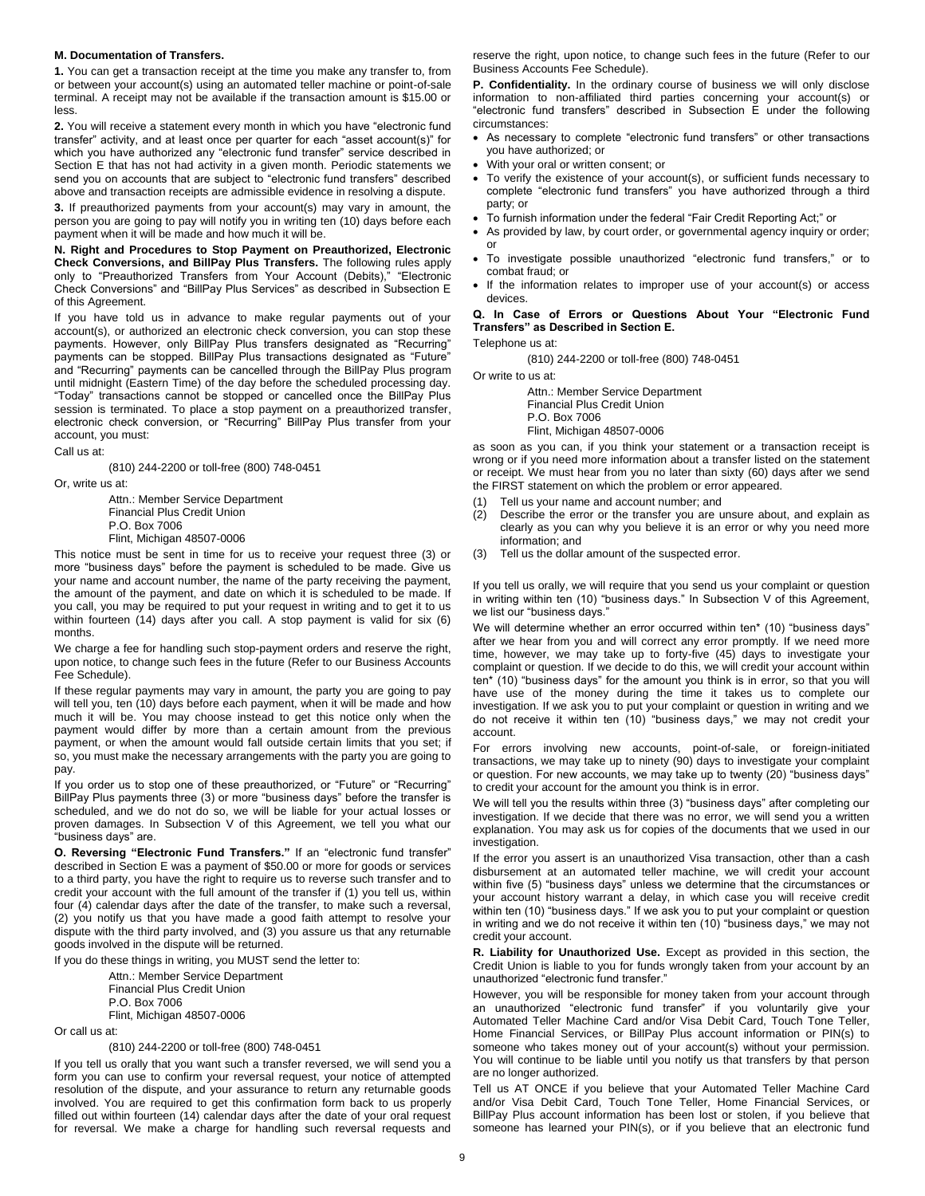**M. Documentation of Transfers.**

**1.** You can get a transaction receipt at the time you make any transfer to, from or between your account(s) using an automated teller machine or point-of-sale terminal. A receipt may not be available if the transaction amount is $15.00 or less.

**2.** You will receive a statement every month in which you have "electronic fund transfer" activity, and at least once per quarter for each "asset account(s)" for which you have authorized any "electronic fund transfer" service described in Section E that has not had activity in a given month. Periodic statements we send you on accounts that are subject to "electronic fund transfers" described above and transaction receipts are admissible evidence in resolving a dispute.

**3.** If preauthorized payments from your account(s) may vary in amount, the person you are going to pay will notify you in writing ten (10) days before each payment when it will be made and how much it will be.

**N. Right and Procedures to Stop Payment on Preauthorized, Electronic Check Conversions, and BillPay Plus Transfers.** The following rules apply only to "Preauthorized Transfers from Your Account (Debits)," "Electronic Check Conversions" and "BillPay Plus Services" as described in Subsection E of this Agreement.

If you have told us in advance to make regular payments out of your account(s), or authorized an electronic check conversion, you can stop these payments. However, only BillPay Plus transfers designated as "Recurring" payments can be stopped. BillPay Plus transactions designated as "Future" and "Recurring" payments can be cancelled through the BillPay Plus program until midnight (Eastern Time) of the day before the scheduled processing day. "Today" transactions cannot be stopped or cancelled once the BillPay Plus session is terminated. To place a stop payment on a preauthorized transfer, electronic check conversion, or "Recurring" BillPay Plus transfer from your account, you must:

Call us at:

(810) 244-2200 or toll-free (800) 748-0451

Or, write us at:

Attn.: Member Service Department
Financial Plus Credit Union
P.O. Box 7006
Flint, Michigan 48507-0006

This notice must be sent in time for us to receive your request three (3) or more "business days" before the payment is scheduled to be made. Give us your name and account number, the name of the party receiving the payment, the amount of the payment, and date on which it is scheduled to be made. If you call, you may be required to put your request in writing and to get it to us within fourteen (14) days after you call. A stop payment is valid for six (6) months.

We charge a fee for handling such stop-payment orders and reserve the right, upon notice, to change such fees in the future (Refer to our Business Accounts Fee Schedule).

If these regular payments may vary in amount, the party you are going to pay will tell you, ten (10) days before each payment, when it will be made and how much it will be. You may choose instead to get this notice only when the payment would differ by more than a certain amount from the previous payment, or when the amount would fall outside certain limits that you set; if so, you must make the necessary arrangements with the party you are going to pay.

If you order us to stop one of these preauthorized, or "Future" or "Recurring" BillPay Plus payments three (3) or more "business days" before the transfer is scheduled, and we do not do so, we will be liable for your actual losses or proven damages. In Subsection V of this Agreement, we tell you what our "business days" are.

**O. Reversing "Electronic Fund Transfers."** If an "electronic fund transfer" described in Section E was a payment of $50.00 or more for goods or services to a third party, you have the right to require us to reverse such transfer and to credit your account with the full amount of the transfer if (1) you tell us, within four (4) calendar days after the date of the transfer, to make such a reversal, (2) you notify us that you have made a good faith attempt to resolve your dispute with the third party involved, and (3) you assure us that any returnable goods involved in the dispute will be returned.

If you do these things in writing, you MUST send the letter to:

Attn.: Member Service Department
Financial Plus Credit Union
P.O. Box 7006
Flint, Michigan 48507-0006

Or call us at:

(810) 244-2200 or toll-free (800) 748-0451

If you tell us orally that you want such a transfer reversed, we will send you a form you can use to confirm your reversal request, your notice of attempted resolution of the dispute, and your assurance to return any returnable goods involved. You are required to get this confirmation form back to us properly filled out within fourteen (14) calendar days after the date of your oral request for reversal. We make a charge for handling such reversal requests and reserve the right, upon notice, to change such fees in the future (Refer to our Business Accounts Fee Schedule).

**P. Confidentiality.** In the ordinary course of business we will only disclose information to non-affiliated third parties concerning your account(s) or "electronic fund transfers" described in Subsection E under the following circumstances:

- As necessary to complete "electronic fund transfers" or other transactions you have authorized; or
- With your oral or written consent; or
- To verify the existence of your account(s), or sufficient funds necessary to complete "electronic fund transfers" you have authorized through a third party; or
- To furnish information under the federal "Fair Credit Reporting Act;" or
- As provided by law, by court order, or governmental agency inquiry or order; or
- To investigate possible unauthorized "electronic fund transfers," or to combat fraud; or
- If the information relates to improper use of your account(s) or access devices.

**Q. In Case of Errors or Questions About Your "Electronic Fund Transfers" as Described in Section E.**

Telephone us at:

(810) 244-2200 or toll-free (800) 748-0451

Or write to us at:

Attn.: Member Service Department
Financial Plus Credit Union
P.O. Box 7006
Flint, Michigan 48507-0006

as soon as you can, if you think your statement or a transaction receipt is wrong or if you need more information about a transfer listed on the statement or receipt. We must hear from you no later than sixty (60) days after we send the FIRST statement on which the problem or error appeared.

(1) Tell us your name and account number; and
(2) Describe the error or the transfer you are unsure about, and explain as clearly as you can why you believe it is an error or why you need more information; and
(3) Tell us the dollar amount of the suspected error.

If you tell us orally, we will require that you send us your complaint or question in writing within ten (10) "business days." In Subsection V of this Agreement, we list our "business days."

We will determine whether an error occurred within ten* (10) "business days" after we hear from you and will correct any error promptly. If we need more time, however, we may take up to forty-five (45) days to investigate your complaint or question. If we decide to do this, we will credit your account within ten* (10) "business days" for the amount you think is in error, so that you will have use of the money during the time it takes us to complete our investigation. If we ask you to put your complaint or question in writing and we do not receive it within ten (10) "business days," we may not credit your account.

For errors involving new accounts, point-of-sale, or foreign-initiated transactions, we may take up to ninety (90) days to investigate your complaint or question. For new accounts, we may take up to twenty (20) "business days" to credit your account for the amount you think is in error.

We will tell you the results within three (3) "business days" after completing our investigation. If we decide that there was no error, we will send you a written explanation. You may ask us for copies of the documents that we used in our investigation.

If the error you assert is an unauthorized Visa transaction, other than a cash disbursement at an automated teller machine, we will credit your account within five (5) "business days" unless we determine that the circumstances or your account history warrant a delay, in which case you will receive credit within ten (10) "business days." If we ask you to put your complaint or question in writing and we do not receive it within ten (10) "business days," we may not credit your account.

**R. Liability for Unauthorized Use.** Except as provided in this section, the Credit Union is liable to you for funds wrongly taken from your account by an unauthorized "electronic fund transfer."

However, you will be responsible for money taken from your account through an unauthorized "electronic fund transfer" if you voluntarily give your Automated Teller Machine Card and/or Visa Debit Card, Touch Tone Teller, Home Financial Services, or BillPay Plus account information or PIN(s) to someone who takes money out of your account(s) without your permission. You will continue to be liable until you notify us that transfers by that person are no longer authorized.

Tell us AT ONCE if you believe that your Automated Teller Machine Card and/or Visa Debit Card, Touch Tone Teller, Home Financial Services, or BillPay Plus account information has been lost or stolen, if you believe that someone has learned your PIN(s), or if you believe that an electronic fund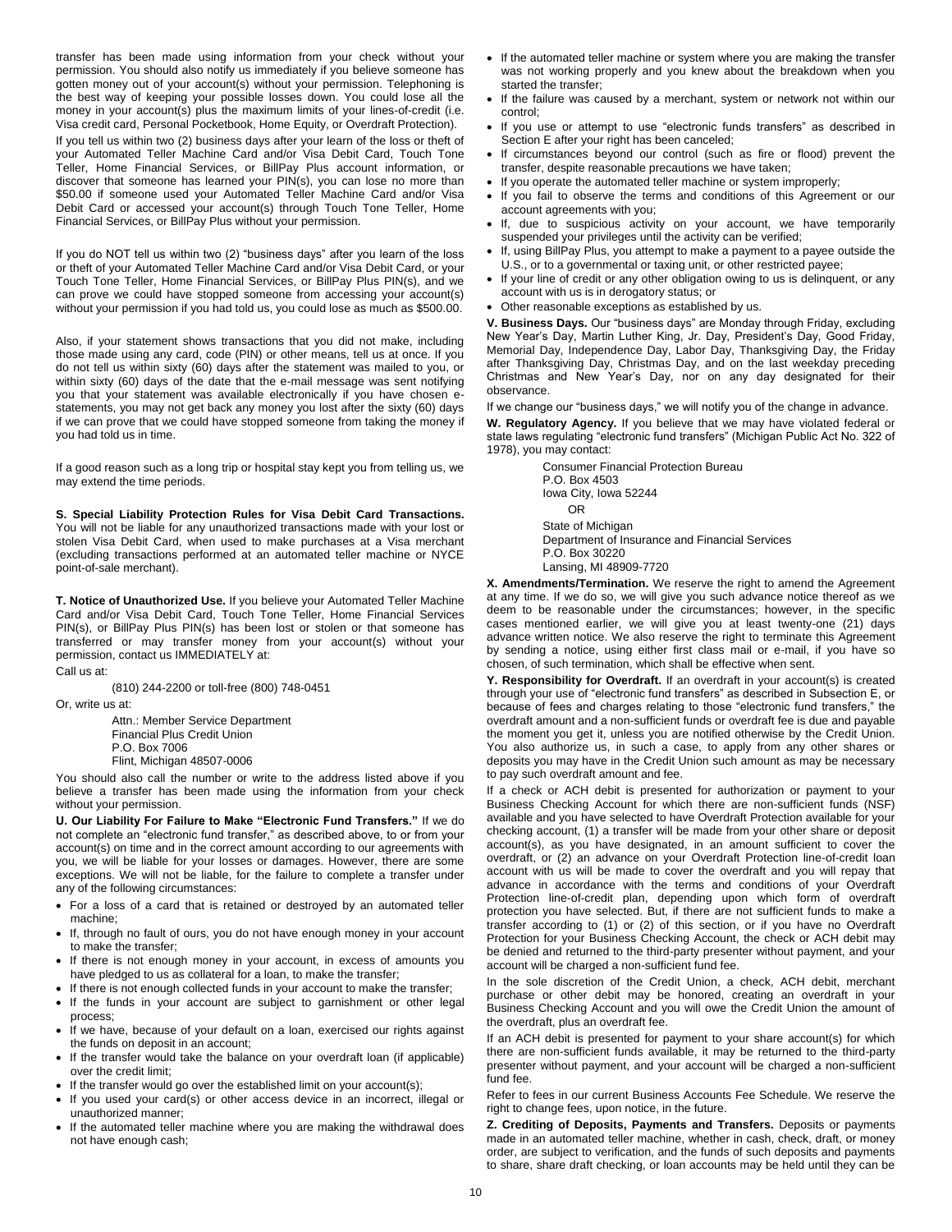transfer has been made using information from your check without your permission. You should also notify us immediately if you believe someone has gotten money out of your account(s) without your permission. Telephoning is the best way of keeping your possible losses down. You could lose all the money in your account(s) plus the maximum limits of your lines-of-credit (i.e. Visa credit card, Personal Pocketbook, Home Equity, or Overdraft Protection).

If you tell us within two (2) business days after your learn of the loss or theft of your Automated Teller Machine Card and/or Visa Debit Card, Touch Tone Teller, Home Financial Services, or BillPay Plus account information, or discover that someone has learned your PIN(s), you can lose no more than $50.00 if someone used your Automated Teller Machine Card and/or Visa Debit Card or accessed your account(s) through Touch Tone Teller, Home Financial Services, or BillPay Plus without your permission.

If you do NOT tell us within two (2) "business days" after you learn of the loss or theft of your Automated Teller Machine Card and/or Visa Debit Card, or your Touch Tone Teller, Home Financial Services, or BillPay Plus PIN(s), and we can prove we could have stopped someone from accessing your account(s) without your permission if you had told us, you could lose as much as $500.00.

Also, if your statement shows transactions that you did not make, including those made using any card, code (PIN) or other means, tell us at once. If you do not tell us within sixty (60) days after the statement was mailed to you, or within sixty (60) days of the date that the e-mail message was sent notifying you that your statement was available electronically if you have chosen e-statements, you may not get back any money you lost after the sixty (60) days if we can prove that we could have stopped someone from taking the money if you had told us in time.

If a good reason such as a long trip or hospital stay kept you from telling us, we may extend the time periods.

**S. Special Liability Protection Rules for Visa Debit Card Transactions.** You will not be liable for any unauthorized transactions made with your lost or stolen Visa Debit Card, when used to make purchases at a Visa merchant (excluding transactions performed at an automated teller machine or NYCE point-of-sale merchant).

**T. Notice of Unauthorized Use.** If you believe your Automated Teller Machine Card and/or Visa Debit Card, Touch Tone Teller, Home Financial Services PIN(s), or BillPay Plus PIN(s) has been lost or stolen or that someone has transferred or may transfer money from your account(s) without your permission, contact us IMMEDIATELY at:

Call us at:

(810) 244-2200 or toll-free (800) 748-0451

Or, write us at:

Attn.: Member Service Department
Financial Plus Credit Union
P.O. Box 7006
Flint, Michigan 48507-0006

You should also call the number or write to the address listed above if you believe a transfer has been made using the information from your check without your permission.

**U. Our Liability For Failure to Make "Electronic Fund Transfers."** If we do not complete an "electronic fund transfer," as described above, to or from your account(s) on time and in the correct amount according to our agreements with you, we will be liable for your losses or damages. However, there are some exceptions. We will not be liable, for the failure to complete a transfer under any of the following circumstances:

- For a loss of a card that is retained or destroyed by an automated teller machine;
- If, through no fault of ours, you do not have enough money in your account to make the transfer;
- If there is not enough money in your account, in excess of amounts you have pledged to us as collateral for a loan, to make the transfer;
- If there is not enough collected funds in your account to make the transfer;
- If the funds in your account are subject to garnishment or other legal process;
- If we have, because of your default on a loan, exercised our rights against the funds on deposit in an account;
- If the transfer would take the balance on your overdraft loan (if applicable) over the credit limit;
- If the transfer would go over the established limit on your account(s);
- If you used your card(s) or other access device in an incorrect, illegal or unauthorized manner;
- If the automated teller machine where you are making the withdrawal does not have enough cash;
- If the automated teller machine or system where you are making the transfer was not working properly and you knew about the breakdown when you started the transfer;
- If the failure was caused by a merchant, system or network not within our control;
- If you use or attempt to use "electronic funds transfers" as described in Section E after your right has been canceled;
- If circumstances beyond our control (such as fire or flood) prevent the transfer, despite reasonable precautions we have taken;
- If you operate the automated teller machine or system improperly;
- If you fail to observe the terms and conditions of this Agreement or our account agreements with you;
- If, due to suspicious activity on your account, we have temporarily suspended your privileges until the activity can be verified;
- If, using BillPay Plus, you attempt to make a payment to a payee outside the U.S., or to a governmental or taxing unit, or other restricted payee;
- If your line of credit or any other obligation owing to us is delinquent, or any account with us is in derogatory status; or
- Other reasonable exceptions as established by us.

**V. Business Days.** Our "business days" are Monday through Friday, excluding New Year's Day, Martin Luther King, Jr. Day, President's Day, Good Friday, Memorial Day, Independence Day, Labor Day, Thanksgiving Day, the Friday after Thanksgiving Day, Christmas Day, and on the last weekday preceding Christmas and New Year's Day, nor on any day designated for their observance.

If we change our "business days," we will notify you of the change in advance.

**W. Regulatory Agency.** If you believe that we may have violated federal or state laws regulating "electronic fund transfers" (Michigan Public Act No. 322 of 1978), you may contact:

Consumer Financial Protection Bureau
P.O. Box 4503
Iowa City, Iowa 52244

OR

State of Michigan
Department of Insurance and Financial Services
P.O. Box 30220
Lansing, MI 48909-7720

**X. Amendments/Termination.** We reserve the right to amend the Agreement at any time. If we do so, we will give you such advance notice thereof as we deem to be reasonable under the circumstances; however, in the specific cases mentioned earlier, we will give you at least twenty-one (21) days advance written notice. We also reserve the right to terminate this Agreement by sending a notice, using either first class mail or e-mail, if you have so chosen, of such termination, which shall be effective when sent.

**Y. Responsibility for Overdraft.** If an overdraft in your account(s) is created through your use of "electronic fund transfers" as described in Subsection E, or because of fees and charges relating to those "electronic fund transfers," the overdraft amount and a non-sufficient funds or overdraft fee is due and payable the moment you get it, unless you are notified otherwise by the Credit Union. You also authorize us, in such a case, to apply from any other shares or deposits you may have in the Credit Union such amount as may be necessary to pay such overdraft amount and fee.

If a check or ACH debit is presented for authorization or payment to your Business Checking Account for which there are non-sufficient funds (NSF) available and you have selected to have Overdraft Protection available for your checking account, (1) a transfer will be made from your other share or deposit account(s), as you have designated, in an amount sufficient to cover the overdraft, or (2) an advance on your Overdraft Protection line-of-credit loan account with us will be made to cover the overdraft and you will repay that advance in accordance with the terms and conditions of your Overdraft Protection line-of-credit plan, depending upon which form of overdraft protection you have selected. But, if there are not sufficient funds to make a transfer according to (1) or (2) of this section, or if you have no Overdraft Protection for your Business Checking Account, the check or ACH debit may be denied and returned to the third-party presenter without payment, and your account will be charged a non-sufficient fund fee.

In the sole discretion of the Credit Union, a check, ACH debit, merchant purchase or other debit may be honored, creating an overdraft in your Business Checking Account and you will owe the Credit Union the amount of the overdraft, plus an overdraft fee.

If an ACH debit is presented for payment to your share account(s) for which there are non-sufficient funds available, it may be returned to the third-party presenter without payment, and your account will be charged a non-sufficient fund fee.

Refer to fees in our current Business Accounts Fee Schedule. We reserve the right to change fees, upon notice, in the future.

**Z. Crediting of Deposits, Payments and Transfers.** Deposits or payments made in an automated teller machine, whether in cash, check, draft, or money order, are subject to verification, and the funds of such deposits and payments to share, share draft checking, or loan accounts may be held until they can be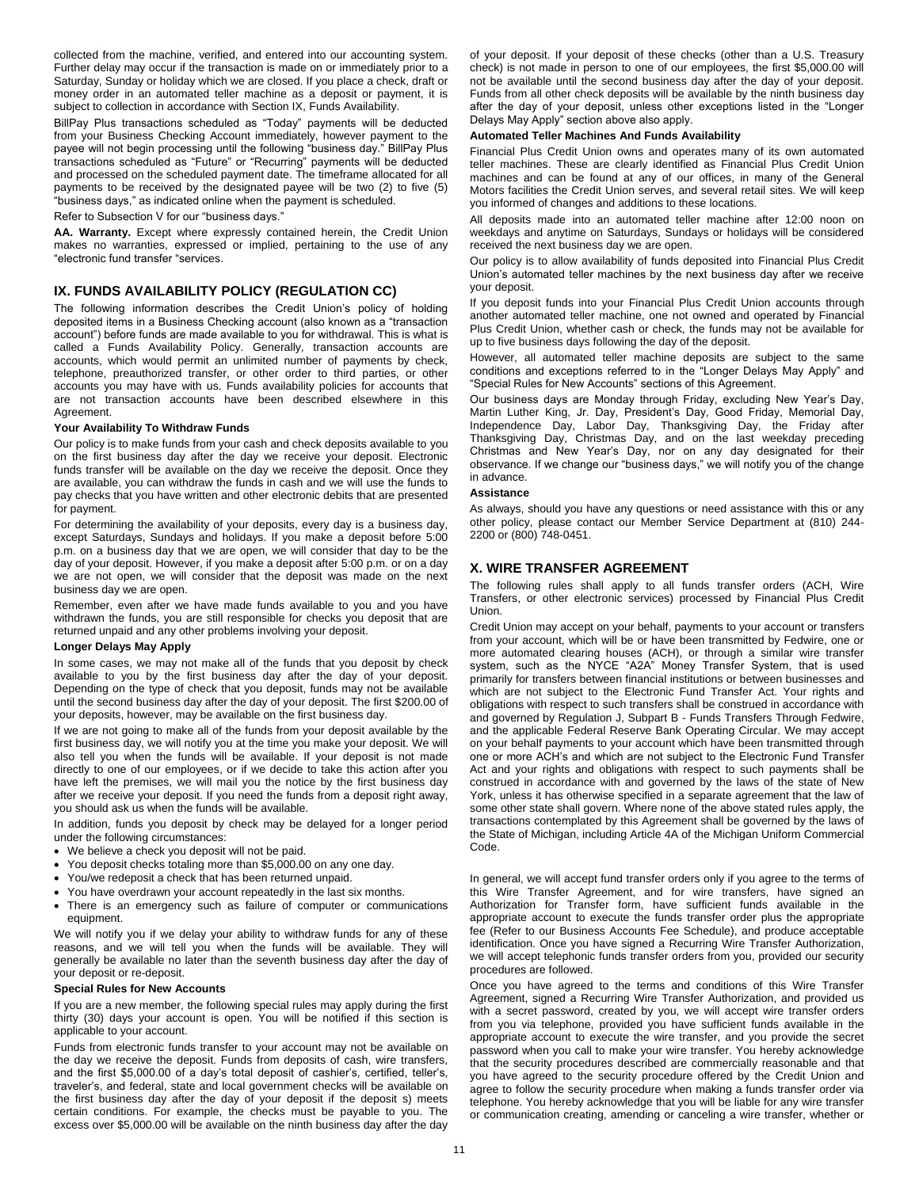collected from the machine, verified, and entered into our accounting system. Further delay may occur if the transaction is made on or immediately prior to a Saturday, Sunday or holiday which we are closed. If you place a check, draft or money order in an automated teller machine as a deposit or payment, it is subject to collection in accordance with Section IX, Funds Availability.

BillPay Plus transactions scheduled as "Today" payments will be deducted from your Business Checking Account immediately, however payment to the payee will not begin processing until the following "business day." BillPay Plus transactions scheduled as "Future" or "Recurring" payments will be deducted and processed on the scheduled payment date. The timeframe allocated for all payments to be received by the designated payee will be two (2) to five (5) "business days," as indicated online when the payment is scheduled.

Refer to Subsection V for our "business days."

**AA. Warranty.** Except where expressly contained herein, the Credit Union makes no warranties, expressed or implied, pertaining to the use of any "electronic fund transfer "services.

## IX. FUNDS AVAILABILITY POLICY (REGULATION CC)

The following information describes the Credit Union's policy of holding deposited items in a Business Checking account (also known as a "transaction account") before funds are made available to you for withdrawal. This is what is called a Funds Availability Policy. Generally, transaction accounts are accounts, which would permit an unlimited number of payments by check, telephone, preauthorized transfer, or other order to third parties, or other accounts you may have with us. Funds availability policies for accounts that are not transaction accounts have been described elsewhere in this Agreement.

### Your Availability To Withdraw Funds

Our policy is to make funds from your cash and check deposits available to you on the first business day after the day we receive your deposit. Electronic funds transfer will be available on the day we receive the deposit. Once they are available, you can withdraw the funds in cash and we will use the funds to pay checks that you have written and other electronic debits that are presented for payment.

For determining the availability of your deposits, every day is a business day, except Saturdays, Sundays and holidays. If you make a deposit before 5:00 p.m. on a business day that we are open, we will consider that day to be the day of your deposit. However, if you make a deposit after 5:00 p.m. or on a day we are not open, we will consider that the deposit was made on the next business day we are open.

Remember, even after we have made funds available to you and you have withdrawn the funds, you are still responsible for checks you deposit that are returned unpaid and any other problems involving your deposit.

### Longer Delays May Apply

In some cases, we may not make all of the funds that you deposit by check available to you by the first business day after the day of your deposit. Depending on the type of check that you deposit, funds may not be available until the second business day after the day of your deposit. The first $200.00 of your deposits, however, may be available on the first business day.

If we are not going to make all of the funds from your deposit available by the first business day, we will notify you at the time you make your deposit. We will also tell you when the funds will be available. If your deposit is not made directly to one of our employees, or if we decide to take this action after you have left the premises, we will mail you the notice by the first business day after we receive your deposit. If you need the funds from a deposit right away, you should ask us when the funds will be available.

In addition, funds you deposit by check may be delayed for a longer period under the following circumstances:

- We believe a check you deposit will not be paid.
- You deposit checks totaling more than $5,000.00 on any one day.
- You/we redeposit a check that has been returned unpaid.
- You have overdrawn your account repeatedly in the last six months.
- There is an emergency such as failure of computer or communications equipment.

We will notify you if we delay your ability to withdraw funds for any of these reasons, and we will tell you when the funds will be available. They will generally be available no later than the seventh business day after the day of your deposit or re-deposit.

### Special Rules for New Accounts

If you are a new member, the following special rules may apply during the first thirty (30) days your account is open. You will be notified if this section is applicable to your account.

Funds from electronic funds transfer to your account may not be available on the day we receive the deposit. Funds from deposits of cash, wire transfers, and the first $5,000.00 of a day's total deposit of cashier's, certified, teller's, traveler's, and federal, state and local government checks will be available on the first business day after the day of your deposit if the deposit s) meets certain conditions. For example, the checks must be payable to you. The excess over $5,000.00 will be available on the ninth business day after the day of your deposit. If your deposit of these checks (other than a U.S. Treasury check) is not made in person to one of our employees, the first $5,000.00 will not be available until the second business day after the day of your deposit. Funds from all other check deposits will be available by the ninth business day after the day of your deposit, unless other exceptions listed in the "Longer Delays May Apply" section above also apply.

### Automated Teller Machines And Funds Availability

Financial Plus Credit Union owns and operates many of its own automated teller machines. These are clearly identified as Financial Plus Credit Union machines and can be found at any of our offices, in many of the General Motors facilities the Credit Union serves, and several retail sites. We will keep you informed of changes and additions to these locations.

All deposits made into an automated teller machine after 12:00 noon on weekdays and anytime on Saturdays, Sundays or holidays will be considered received the next business day we are open.

Our policy is to allow availability of funds deposited into Financial Plus Credit Union's automated teller machines by the next business day after we receive your deposit.

If you deposit funds into your Financial Plus Credit Union accounts through another automated teller machine, one not owned and operated by Financial Plus Credit Union, whether cash or check, the funds may not be available for up to five business days following the day of the deposit.

However, all automated teller machine deposits are subject to the same conditions and exceptions referred to in the "Longer Delays May Apply" and "Special Rules for New Accounts" sections of this Agreement.

Our business days are Monday through Friday, excluding New Year's Day, Martin Luther King, Jr. Day, President's Day, Good Friday, Memorial Day, Independence Day, Labor Day, Thanksgiving Day, the Friday after Thanksgiving Day, Christmas Day, and on the last weekday preceding Christmas and New Year's Day, nor on any day designated for their observance. If we change our "business days," we will notify you of the change in advance.

### Assistance

As always, should you have any questions or need assistance with this or any other policy, please contact our Member Service Department at (810) 244-2200 or (800) 748-0451.

## X. WIRE TRANSFER AGREEMENT

The following rules shall apply to all funds transfer orders (ACH, Wire Transfers, or other electronic services) processed by Financial Plus Credit Union.

Credit Union may accept on your behalf, payments to your account or transfers from your account, which will be or have been transmitted by Fedwire, one or more automated clearing houses (ACH), or through a similar wire transfer system, such as the NYCE "A2A" Money Transfer System, that is used primarily for transfers between financial institutions or between businesses and which are not subject to the Electronic Fund Transfer Act. Your rights and obligations with respect to such transfers shall be construed in accordance with and governed by Regulation J, Subpart B - Funds Transfers Through Fedwire, and the applicable Federal Reserve Bank Operating Circular. We may accept on your behalf payments to your account which have been transmitted through one or more ACH's and which are not subject to the Electronic Fund Transfer Act and your rights and obligations with respect to such payments shall be construed in accordance with and governed by the laws of the state of New York, unless it has otherwise specified in a separate agreement that the law of some other state shall govern. Where none of the above stated rules apply, the transactions contemplated by this Agreement shall be governed by the laws of the State of Michigan, including Article 4A of the Michigan Uniform Commercial Code.

In general, we will accept fund transfer orders only if you agree to the terms of this Wire Transfer Agreement, and for wire transfers, have signed an Authorization for Transfer form, have sufficient funds available in the appropriate account to execute the funds transfer order plus the appropriate fee (Refer to our Business Accounts Fee Schedule), and produce acceptable identification. Once you have signed a Recurring Wire Transfer Authorization, we will accept telephonic funds transfer orders from you, provided our security procedures are followed.

Once you have agreed to the terms and conditions of this Wire Transfer Agreement, signed a Recurring Wire Transfer Authorization, and provided us with a secret password, created by you, we will accept wire transfer orders from you via telephone, provided you have sufficient funds available in the appropriate account to execute the wire transfer, and you provide the secret password when you call to make your wire transfer. You hereby acknowledge that the security procedures described are commercially reasonable and that you have agreed to the security procedure offered by the Credit Union and agree to follow the security procedure when making a funds transfer order via telephone. You hereby acknowledge that you will be liable for any wire transfer or communication creating, amending or canceling a wire transfer, whether or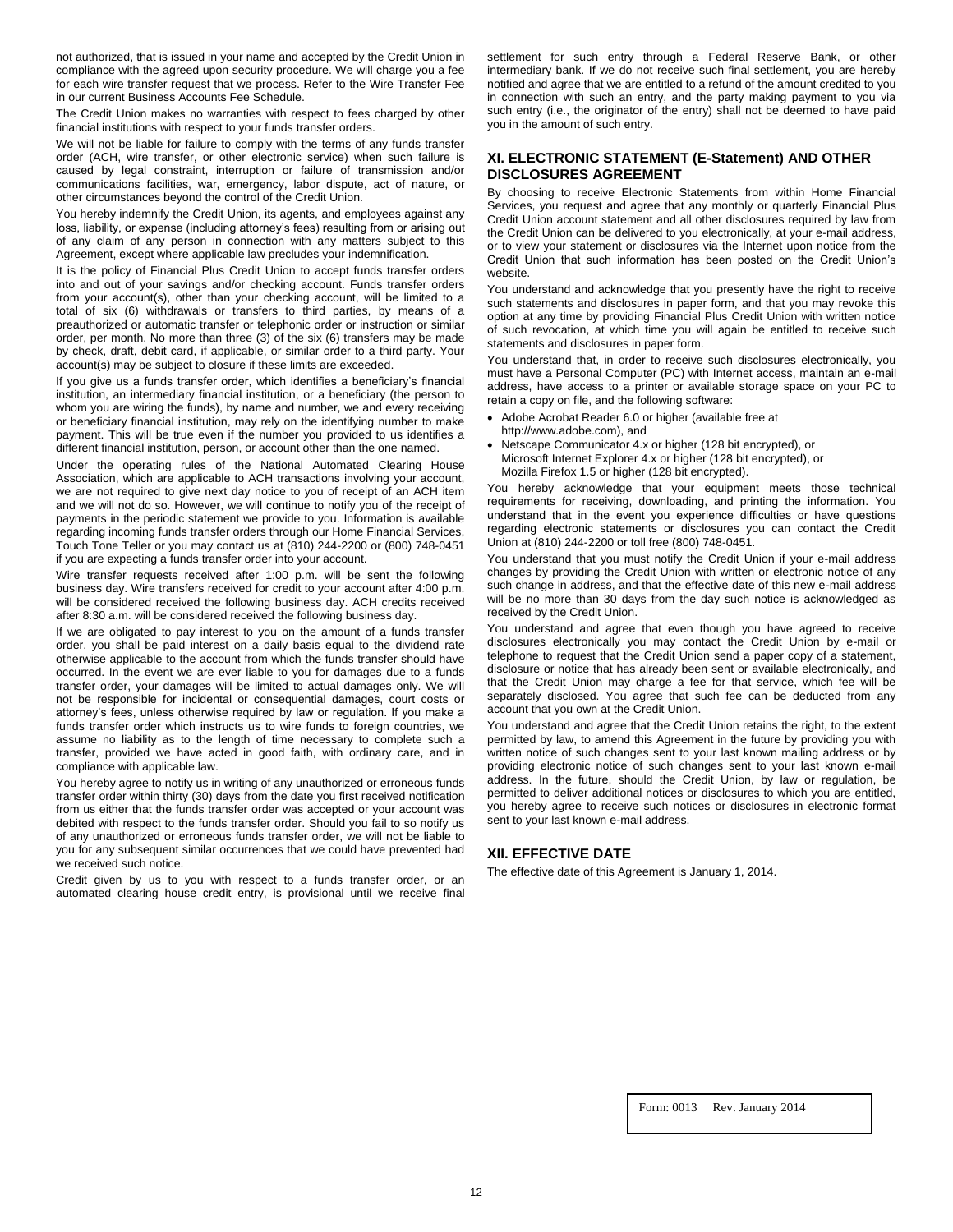not authorized, that is issued in your name and accepted by the Credit Union in compliance with the agreed upon security procedure. We will charge you a fee for each wire transfer request that we process. Refer to the Wire Transfer Fee in our current Business Accounts Fee Schedule.

The Credit Union makes no warranties with respect to fees charged by other financial institutions with respect to your funds transfer orders.

We will not be liable for failure to comply with the terms of any funds transfer order (ACH, wire transfer, or other electronic service) when such failure is caused by legal constraint, interruption or failure of transmission and/or communications facilities, war, emergency, labor dispute, act of nature, or other circumstances beyond the control of the Credit Union.

You hereby indemnify the Credit Union, its agents, and employees against any loss, liability, or expense (including attorney's fees) resulting from or arising out of any claim of any person in connection with any matters subject to this Agreement, except where applicable law precludes your indemnification.

It is the policy of Financial Plus Credit Union to accept funds transfer orders into and out of your savings and/or checking account. Funds transfer orders from your account(s), other than your checking account, will be limited to a total of six (6) withdrawals or transfers to third parties, by means of a preauthorized or automatic transfer or telephonic order or instruction or similar order, per month. No more than three (3) of the six (6) transfers may be made by check, draft, debit card, if applicable, or similar order to a third party. Your account(s) may be subject to closure if these limits are exceeded.

If you give us a funds transfer order, which identifies a beneficiary's financial institution, an intermediary financial institution, or a beneficiary (the person to whom you are wiring the funds), by name and number, we and every receiving or beneficiary financial institution, may rely on the identifying number to make payment. This will be true even if the number you provided to us identifies a different financial institution, person, or account other than the one named.

Under the operating rules of the National Automated Clearing House Association, which are applicable to ACH transactions involving your account, we are not required to give next day notice to you of receipt of an ACH item and we will not do so. However, we will continue to notify you of the receipt of payments in the periodic statement we provide to you. Information is available regarding incoming funds transfer orders through our Home Financial Services, Touch Tone Teller or you may contact us at (810) 244-2200 or (800) 748-0451 if you are expecting a funds transfer order into your account.

Wire transfer requests received after 1:00 p.m. will be sent the following business day. Wire transfers received for credit to your account after 4:00 p.m. will be considered received the following business day. ACH credits received after 8:30 a.m. will be considered received the following business day.

If we are obligated to pay interest to you on the amount of a funds transfer order, you shall be paid interest on a daily basis equal to the dividend rate otherwise applicable to the account from which the funds transfer should have occurred. In the event we are ever liable to you for damages due to a funds transfer order, your damages will be limited to actual damages only. We will not be responsible for incidental or consequential damages, court costs or attorney's fees, unless otherwise required by law or regulation. If you make a funds transfer order which instructs us to wire funds to foreign countries, we assume no liability as to the length of time necessary to complete such a transfer, provided we have acted in good faith, with ordinary care, and in compliance with applicable law.

You hereby agree to notify us in writing of any unauthorized or erroneous funds transfer order within thirty (30) days from the date you first received notification from us either that the funds transfer order was accepted or your account was debited with respect to the funds transfer order. Should you fail to so notify us of any unauthorized or erroneous funds transfer order, we will not be liable to you for any subsequent similar occurrences that we could have prevented had we received such notice.

Credit given by us to you with respect to a funds transfer order, or an automated clearing house credit entry, is provisional until we receive final settlement for such entry through a Federal Reserve Bank, or other intermediary bank. If we do not receive such final settlement, you are hereby notified and agree that we are entitled to a refund of the amount credited to you in connection with such an entry, and the party making payment to you via such entry (i.e., the originator of the entry) shall not be deemed to have paid you in the amount of such entry.

## XI. ELECTRONIC STATEMENT (E-Statement) AND OTHER DISCLOSURES AGREEMENT

By choosing to receive Electronic Statements from within Home Financial Services, you request and agree that any monthly or quarterly Financial Plus Credit Union account statement and all other disclosures required by law from the Credit Union can be delivered to you electronically, at your e-mail address, or to view your statement or disclosures via the Internet upon notice from the Credit Union that such information has been posted on the Credit Union's website.

You understand and acknowledge that you presently have the right to receive such statements and disclosures in paper form, and that you may revoke this option at any time by providing Financial Plus Credit Union with written notice of such revocation, at which time you will again be entitled to receive such statements and disclosures in paper form.

You understand that, in order to receive such disclosures electronically, you must have a Personal Computer (PC) with Internet access, maintain an e-mail address, have access to a printer or available storage space on your PC to retain a copy on file, and the following software:

- Adobe Acrobat Reader 6.0 or higher (available free at http://www.adobe.com), and
- Netscape Communicator 4.x or higher (128 bit encrypted), or
  Microsoft Internet Explorer 4.x or higher (128 bit encrypted), or
  Mozilla Firefox 1.5 or higher (128 bit encrypted).

You hereby acknowledge that your equipment meets those technical requirements for receiving, downloading, and printing the information. You understand that in the event you experience difficulties or have questions regarding electronic statements or disclosures you can contact the Credit Union at (810) 244-2200 or toll free (800) 748-0451.

You understand that you must notify the Credit Union if your e-mail address changes by providing the Credit Union with written or electronic notice of any such change in address, and that the effective date of this new e-mail address will be no more than 30 days from the day such notice is acknowledged as received by the Credit Union.

You understand and agree that even though you have agreed to receive disclosures electronically you may contact the Credit Union by e-mail or telephone to request that the Credit Union send a paper copy of a statement, disclosure or notice that has already been sent or available electronically, and that the Credit Union may charge a fee for that service, which fee will be separately disclosed. You agree that such fee can be deducted from any account that you own at the Credit Union.

You understand and agree that the Credit Union retains the right, to the extent permitted by law, to amend this Agreement in the future by providing you with written notice of such changes sent to your last known mailing address or by providing electronic notice of such changes sent to your last known e-mail address. In the future, should the Credit Union, by law or regulation, be permitted to deliver additional notices or disclosures to which you are entitled, you hereby agree to receive such notices or disclosures in electronic format sent to your last known e-mail address.

## XII. EFFECTIVE DATE

The effective date of this Agreement is January 1, 2014.

Form: 0013 Rev. January 2014